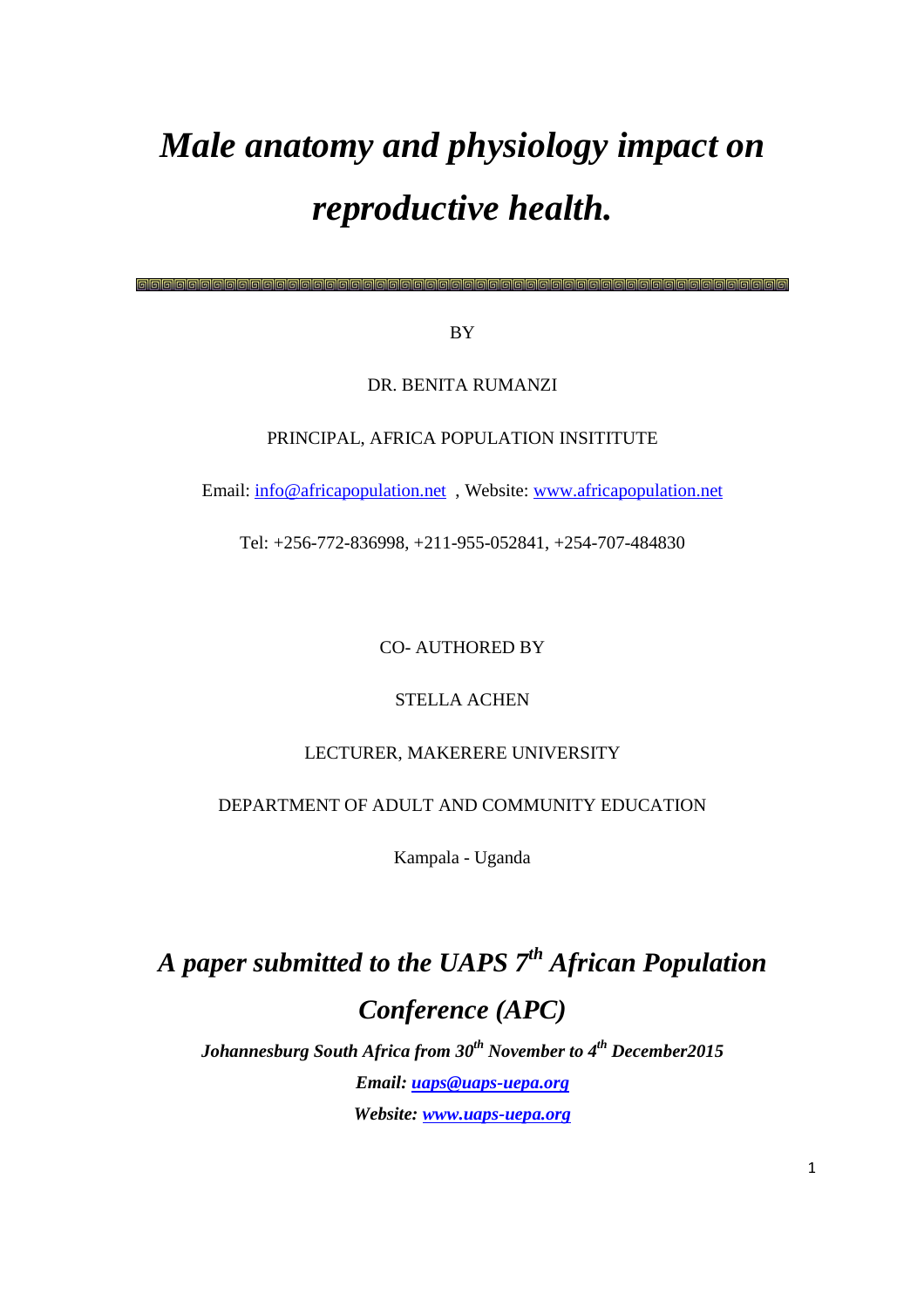# *Male anatomy and physiology impact on reproductive health.*

BY

DR. BENITA RUMANZI

PRINCIPAL, AFRICA POPULATION INSITITUTE

Email: info@africapopulation.net , Website: www.africapopulation.net

Tel: +256-772-836998, +211-955-052841, +254-707-484830

CO- AUTHORED BY

STELLA ACHEN

LECTURER, MAKERERE UNIVERSITY

DEPARTMENT OF ADULT AND COMMUNITY EDUCATION

Kampala - Uganda

## *A paper submitted to the UAPS 7th African Population Conference (APC)*

***Johannesburg South Africa from 30th November to 4th December2015***

***Email: uaps@uaps-uepa.org***

***Website: www.uaps-uepa.org***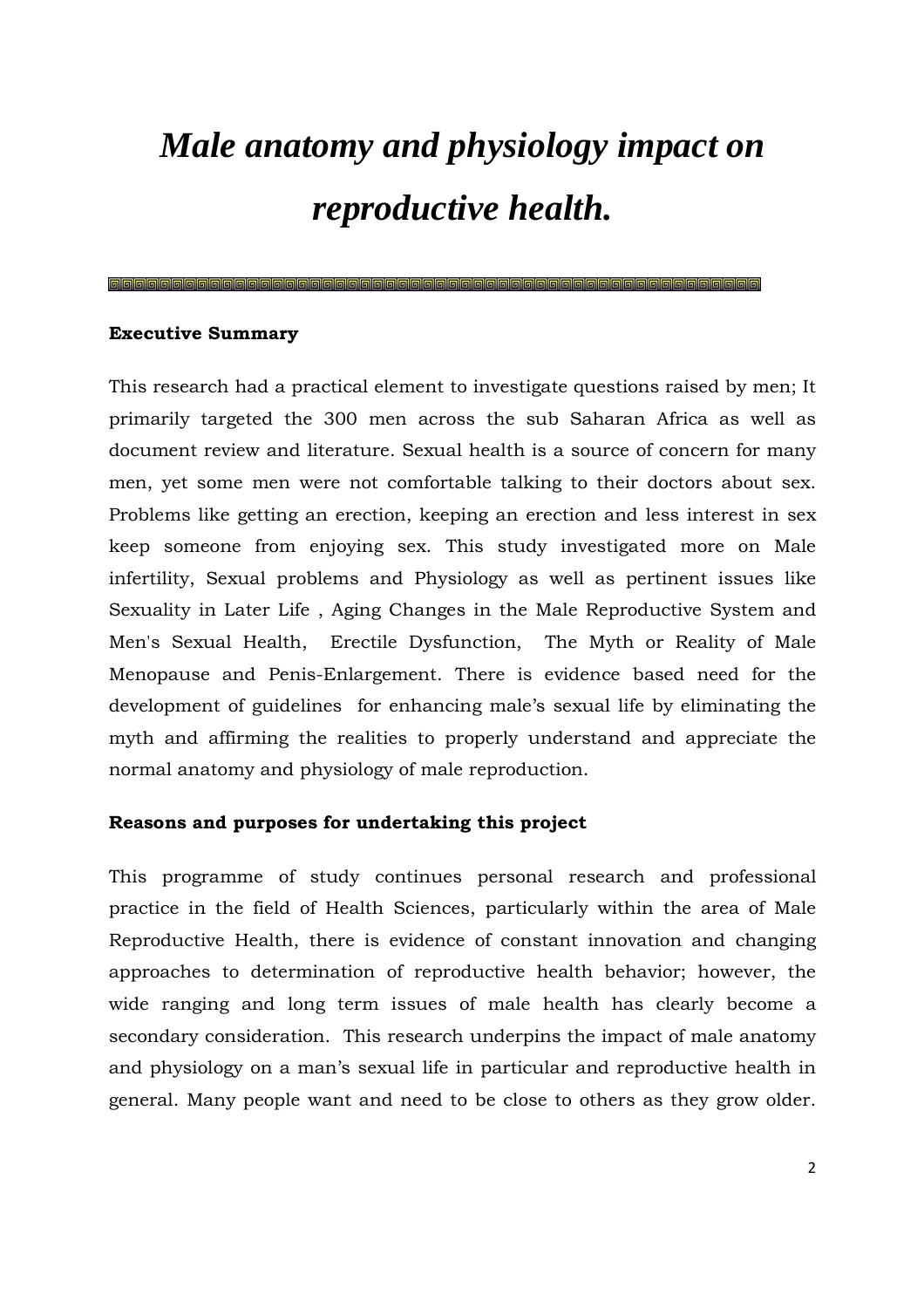# *Male anatomy and physiology impact on reproductive health.*

**Executive Summary**

This research had a practical element to investigate questions raised by men; It primarily targeted the 300 men across the sub Saharan Africa as well as document review and literature. Sexual health is a source of concern for many men, yet some men were not comfortable talking to their doctors about sex. Problems like getting an erection, keeping an erection and less interest in sex keep someone from enjoying sex. This study investigated more on Male infertility, Sexual problems and Physiology as well as pertinent issues like Sexuality in Later Life , Aging Changes in the Male Reproductive System and Men's Sexual Health, Erectile Dysfunction, The Myth or Reality of Male Menopause and Penis-Enlargement. There is evidence based need for the development of guidelines for enhancing male's sexual life by eliminating the myth and affirming the realities to properly understand and appreciate the normal anatomy and physiology of male reproduction.

**Reasons and purposes for undertaking this project**

This programme of study continues personal research and professional practice in the field of Health Sciences, particularly within the area of Male Reproductive Health, there is evidence of constant innovation and changing approaches to determination of reproductive health behavior; however, the wide ranging and long term issues of male health has clearly become a secondary consideration. This research underpins the impact of male anatomy and physiology on a man's sexual life in particular and reproductive health in general. Many people want and need to be close to others as they grow older.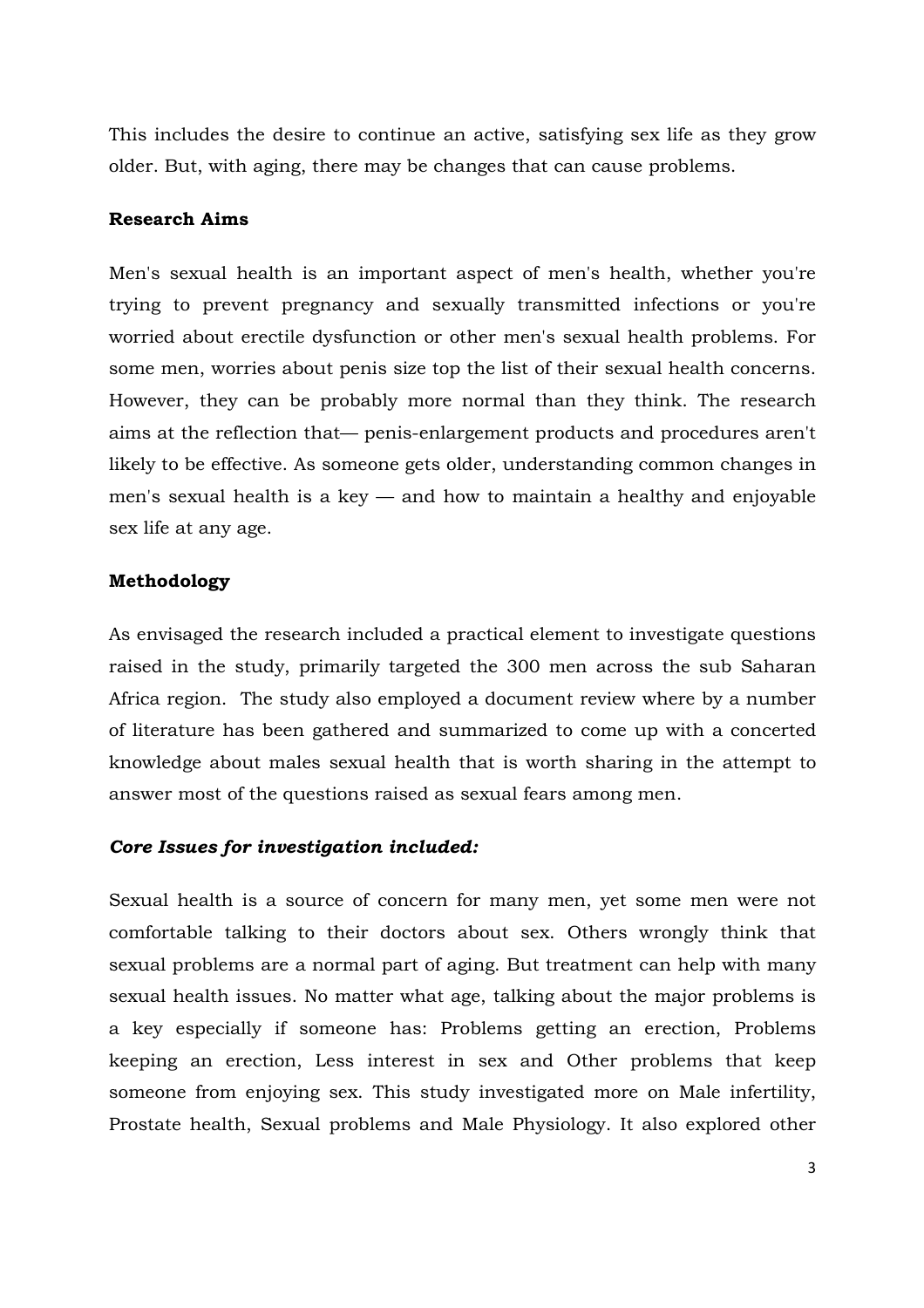This includes the desire to continue an active, satisfying sex life as they grow older. But, with aging, there may be changes that can cause problems.

**Research Aims**

Men's sexual health is an important aspect of men's health, whether you're trying to prevent pregnancy and sexually transmitted infections or you're worried about erectile dysfunction or other men's sexual health problems. For some men, worries about penis size top the list of their sexual health concerns. However, they can be probably more normal than they think. The research aims at the reflection that— penis-enlargement products and procedures aren't likely to be effective. As someone gets older, understanding common changes in men's sexual health is a key — and how to maintain a healthy and enjoyable sex life at any age.

**Methodology**

As envisaged the research included a practical element to investigate questions raised in the study, primarily targeted the 300 men across the sub Saharan Africa region.  The study also employed a document review where by a number of literature has been gathered and summarized to come up with a concerted knowledge about males sexual health that is worth sharing in the attempt to answer most of the questions raised as sexual fears among men.

***Core Issues for investigation included:***

Sexual health is a source of concern for many men, yet some men were not comfortable talking to their doctors about sex. Others wrongly think that sexual problems are a normal part of aging. But treatment can help with many sexual health issues. No matter what age, talking about the major problems is a key especially if someone has: Problems getting an erection, Problems keeping an erection, Less interest in sex and Other problems that keep someone from enjoying sex. This study investigated more on Male infertility, Prostate health, Sexual problems and Male Physiology. It also explored other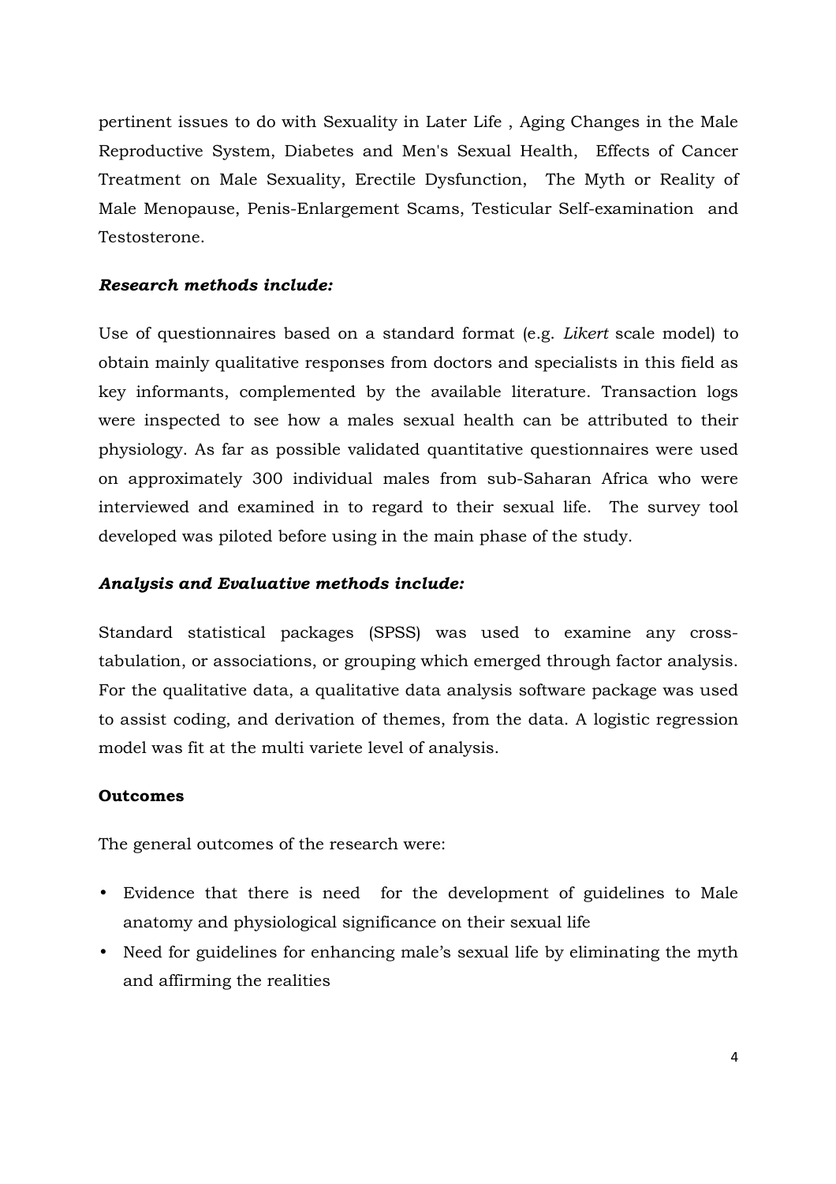pertinent issues to do with Sexuality in Later Life , Aging Changes in the Male Reproductive System, Diabetes and Men's Sexual Health, Effects of Cancer Treatment on Male Sexuality, Erectile Dysfunction, The Myth or Reality of Male Menopause, Penis-Enlargement Scams, Testicular Self-examination and Testosterone.

***Research methods include:***

Use of questionnaires based on a standard format (e.g. *Likert* scale model) to obtain mainly qualitative responses from doctors and specialists in this field as key informants, complemented by the available literature. Transaction logs were inspected to see how a males sexual health can be attributed to their physiology. As far as possible validated quantitative questionnaires were used on approximately 300 individual males from sub-Saharan Africa who were interviewed and examined in to regard to their sexual life. The survey tool developed was piloted before using in the main phase of the study.

***Analysis and Evaluative methods include:***

Standard statistical packages (SPSS) was used to examine any cross-tabulation, or associations, or grouping which emerged through factor analysis. For the qualitative data, a qualitative data analysis software package was used to assist coding, and derivation of themes, from the data. A logistic regression model was fit at the multi variete level of analysis.

**Outcomes**

The general outcomes of the research were:

- Evidence that there is need for the development of guidelines to Male anatomy and physiological significance on their sexual life
- Need for guidelines for enhancing male's sexual life by eliminating the myth and affirming the realities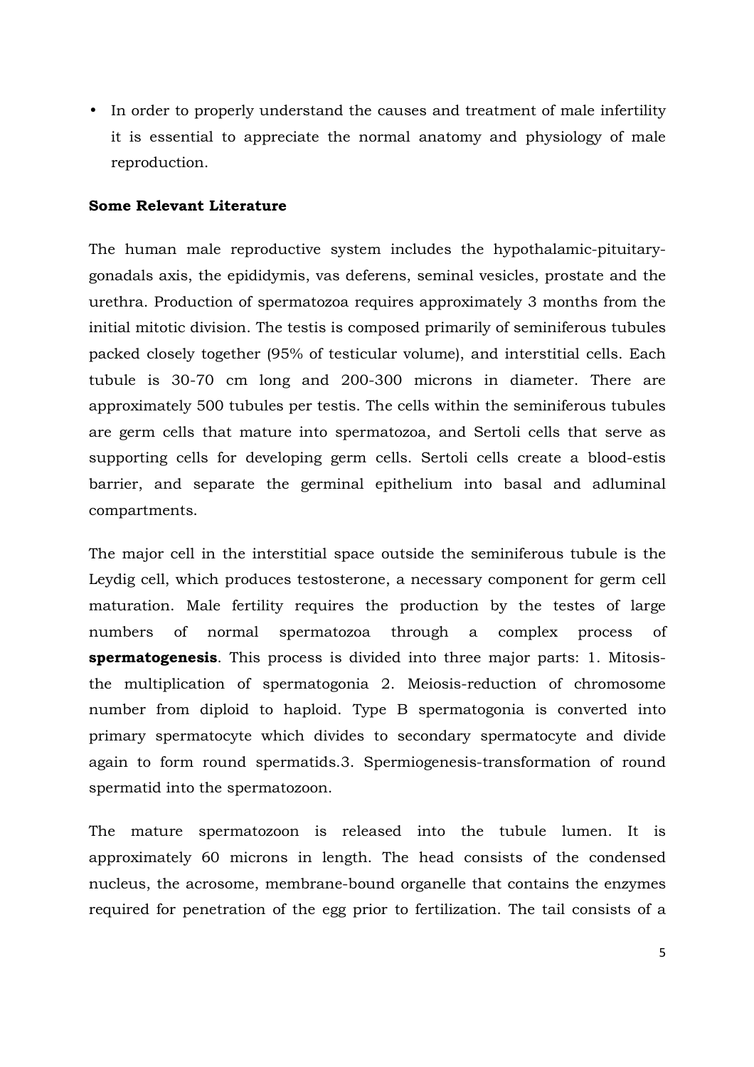- In order to properly understand the causes and treatment of male infertility it is essential to appreciate the normal anatomy and physiology of male reproduction.

**Some Relevant Literature**

The human male reproductive system includes the hypothalamic-pituitary-gonadals axis, the epididymis, vas deferens, seminal vesicles, prostate and the urethra. Production of spermatozoa requires approximately 3 months from the initial mitotic division. The testis is composed primarily of seminiferous tubules packed closely together (95% of testicular volume), and interstitial cells. Each tubule is 30-70 cm long and 200-300 microns in diameter. There are approximately 500 tubules per testis. The cells within the seminiferous tubules are germ cells that mature into spermatozoa, and Sertoli cells that serve as supporting cells for developing germ cells. Sertoli cells create a blood-estis barrier, and separate the germinal epithelium into basal and adluminal compartments.

The major cell in the interstitial space outside the seminiferous tubule is the Leydig cell, which produces testosterone, a necessary component for germ cell maturation. Male fertility requires the production by the testes of large numbers of normal spermatozoa through a complex process of **spermatogenesis**. This process is divided into three major parts: 1. Mitosis-the multiplication of spermatogonia 2. Meiosis-reduction of chromosome number from diploid to haploid. Type B spermatogonia is converted into primary spermatocyte which divides to secondary spermatocyte and divide again to form round spermatids.3. Spermiogenesis-transformation of round spermatid into the spermatozoon.

The mature spermatozoon is released into the tubule lumen. It is approximately 60 microns in length. The head consists of the condensed nucleus, the acrosome, membrane-bound organelle that contains the enzymes required for penetration of the egg prior to fertilization. The tail consists of a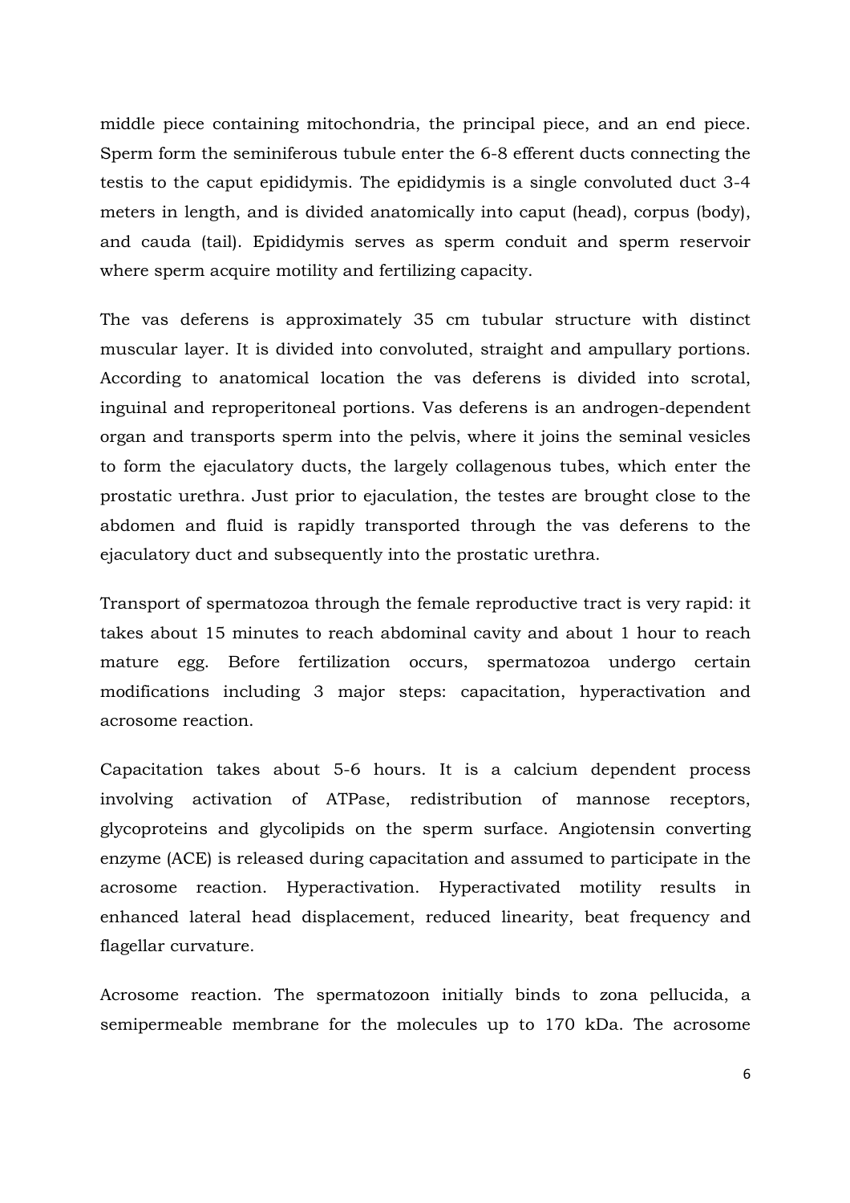middle piece containing mitochondria, the principal piece, and an end piece. Sperm form the seminiferous tubule enter the 6-8 efferent ducts connecting the testis to the caput epididymis. The epididymis is a single convoluted duct 3-4 meters in length, and is divided anatomically into caput (head), corpus (body), and cauda (tail). Epididymis serves as sperm conduit and sperm reservoir where sperm acquire motility and fertilizing capacity.

The vas deferens is approximately 35 cm tubular structure with distinct muscular layer. It is divided into convoluted, straight and ampullary portions. According to anatomical location the vas deferens is divided into scrotal, inguinal and reproperitoneal portions. Vas deferens is an androgen-dependent organ and transports sperm into the pelvis, where it joins the seminal vesicles to form the ejaculatory ducts, the largely collagenous tubes, which enter the prostatic urethra. Just prior to ejaculation, the testes are brought close to the abdomen and fluid is rapidly transported through the vas deferens to the ejaculatory duct and subsequently into the prostatic urethra.

Transport of spermatozoa through the female reproductive tract is very rapid: it takes about 15 minutes to reach abdominal cavity and about 1 hour to reach mature egg. Before fertilization occurs, spermatozoa undergo certain modifications including 3 major steps: capacitation, hyperactivation and acrosome reaction.

Capacitation takes about 5-6 hours. It is a calcium dependent process involving activation of ATPase, redistribution of mannose receptors, glycoproteins and glycolipids on the sperm surface. Angiotensin converting enzyme (ACE) is released during capacitation and assumed to participate in the acrosome reaction. Hyperactivation. Hyperactivated motility results in enhanced lateral head displacement, reduced linearity, beat frequency and flagellar curvature.

Acrosome reaction. The spermatozoon initially binds to zona pellucida, a semipermeable membrane for the molecules up to 170 kDa. The acrosome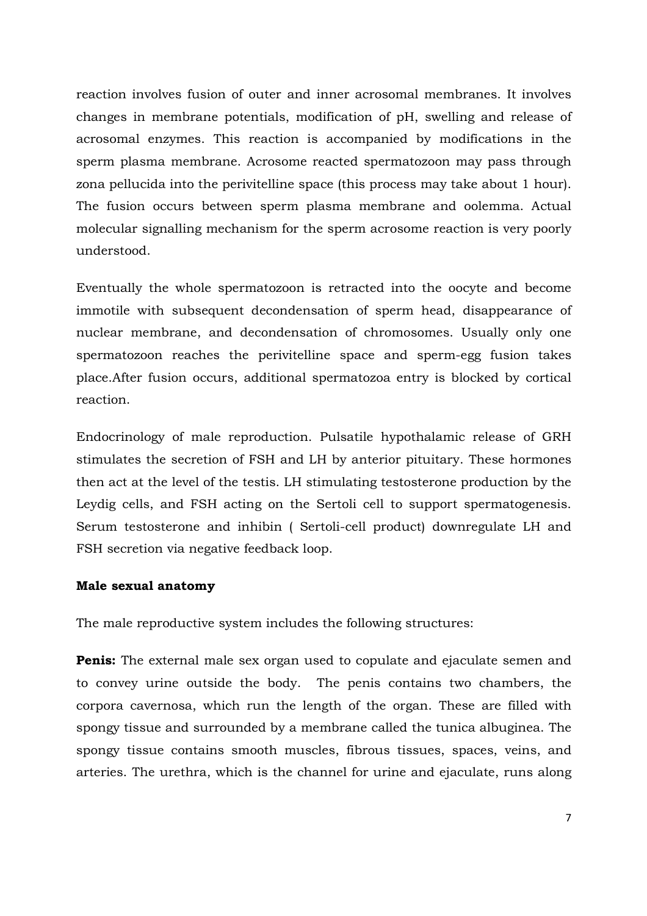reaction involves fusion of outer and inner acrosomal membranes. It involves changes in membrane potentials, modification of pH, swelling and release of acrosomal enzymes. This reaction is accompanied by modifications in the sperm plasma membrane. Acrosome reacted spermatozoon may pass through zona pellucida into the perivitelline space (this process may take about 1 hour). The fusion occurs between sperm plasma membrane and oolemma. Actual molecular signalling mechanism for the sperm acrosome reaction is very poorly understood.

Eventually the whole spermatozoon is retracted into the oocyte and become immotile with subsequent decondensation of sperm head, disappearance of nuclear membrane, and decondensation of chromosomes. Usually only one spermatozoon reaches the perivitelline space and sperm-egg fusion takes place.After fusion occurs, additional spermatozoa entry is blocked by cortical reaction.

Endocrinology of male reproduction. Pulsatile hypothalamic release of GRH stimulates the secretion of FSH and LH by anterior pituitary. These hormones then act at the level of the testis. LH stimulating testosterone production by the Leydig cells, and FSH acting on the Sertoli cell to support spermatogenesis. Serum testosterone and inhibin ( Sertoli-cell product) downregulate LH and FSH secretion via negative feedback loop.

**Male sexual anatomy**

The male reproductive system includes the following structures:

**Penis:** The external male sex organ used to copulate and ejaculate semen and to convey urine outside the body. The penis contains two chambers, the corpora cavernosa, which run the length of the organ. These are filled with spongy tissue and surrounded by a membrane called the tunica albuginea. The spongy tissue contains smooth muscles, fibrous tissues, spaces, veins, and arteries. The urethra, which is the channel for urine and ejaculate, runs along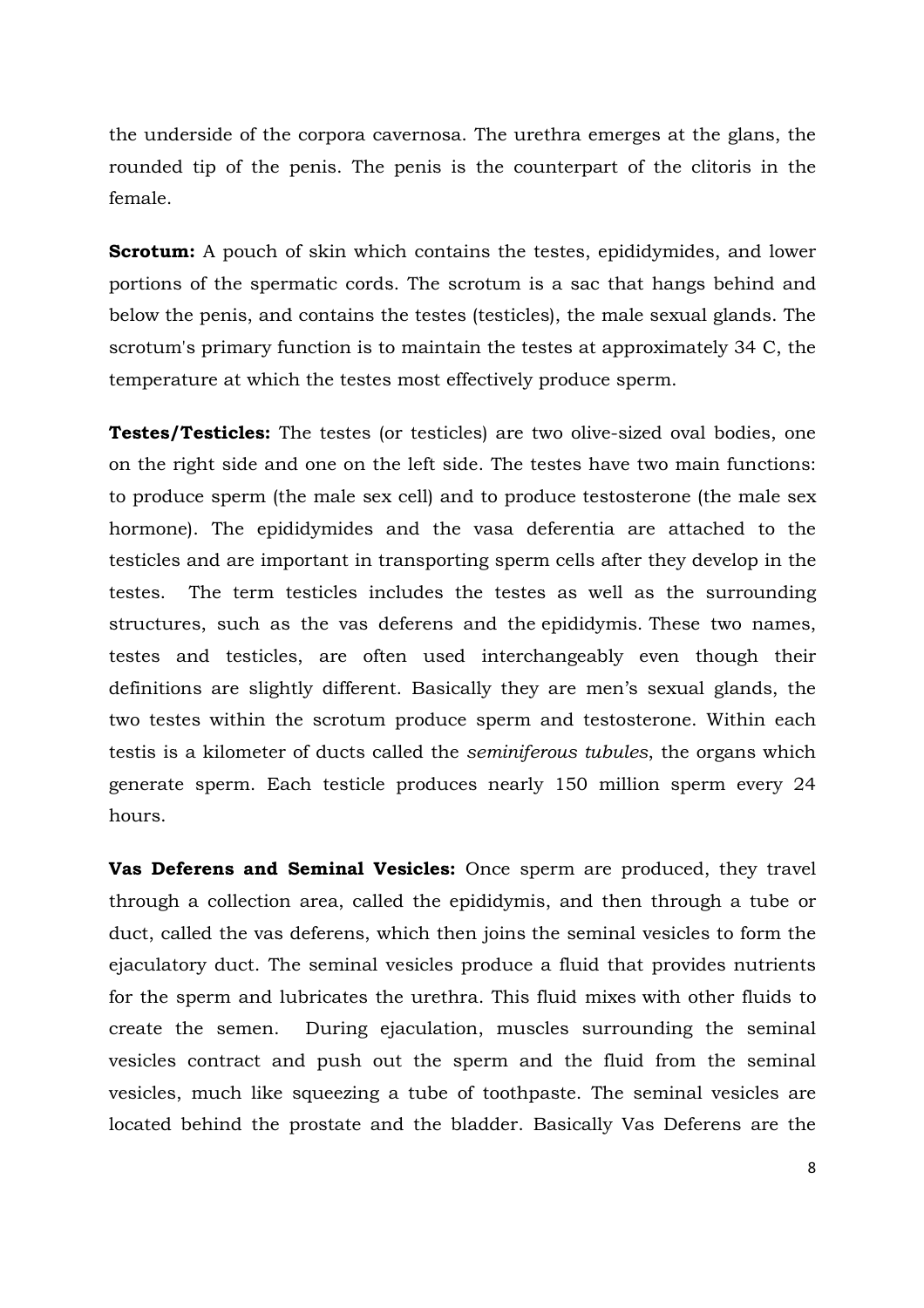the underside of the corpora cavernosa. The urethra emerges at the glans, the rounded tip of the penis. The penis is the counterpart of the clitoris in the female.

**Scrotum:** A pouch of skin which contains the testes, epididymides, and lower portions of the spermatic cords. The scrotum is a sac that hangs behind and below the penis, and contains the testes (testicles), the male sexual glands. The scrotum's primary function is to maintain the testes at approximately 34 C, the temperature at which the testes most effectively produce sperm.

**Testes/Testicles:** The testes (or testicles) are two olive-sized oval bodies, one on the right side and one on the left side. The testes have two main functions: to produce sperm (the male sex cell) and to produce testosterone (the male sex hormone). The epididymides and the vasa deferentia are attached to the testicles and are important in transporting sperm cells after they develop in the testes. The term testicles includes the testes as well as the surrounding structures, such as the vas deferens and the epididymis. These two names, testes and testicles, are often used interchangeably even though their definitions are slightly different. Basically they are men's sexual glands, the two testes within the scrotum produce sperm and testosterone. Within each testis is a kilometer of ducts called the *seminiferous tubules*, the organs which generate sperm. Each testicle produces nearly 150 million sperm every 24 hours.

**Vas Deferens and Seminal Vesicles:** Once sperm are produced, they travel through a collection area, called the epididymis, and then through a tube or duct, called the vas deferens, which then joins the seminal vesicles to form the ejaculatory duct. The seminal vesicles produce a fluid that provides nutrients for the sperm and lubricates the urethra. This fluid mixes with other fluids to create the semen. During ejaculation, muscles surrounding the seminal vesicles contract and push out the sperm and the fluid from the seminal vesicles, much like squeezing a tube of toothpaste. The seminal vesicles are located behind the prostate and the bladder. Basically Vas Deferens are the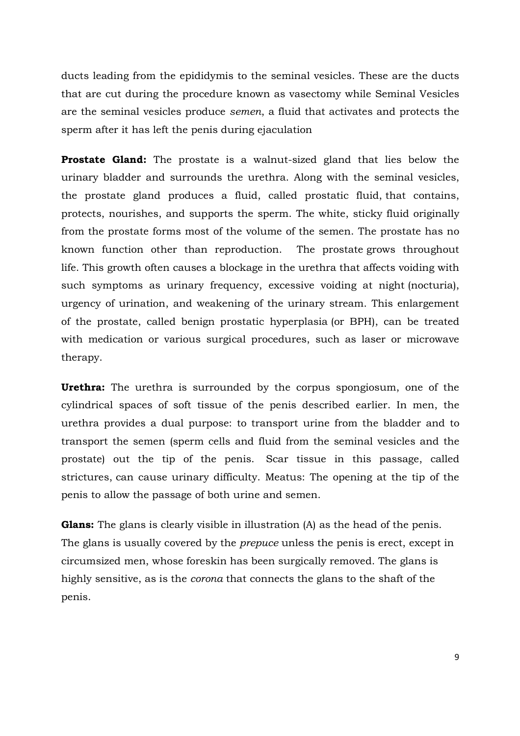ducts leading from the epididymis to the seminal vesicles. These are the ducts that are cut during the procedure known as vasectomy while Seminal Vesicles are the seminal vesicles produce *semen*, a fluid that activates and protects the sperm after it has left the penis during ejaculation

**Prostate Gland:** The prostate is a walnut-sized gland that lies below the urinary bladder and surrounds the urethra. Along with the seminal vesicles, the prostate gland produces a fluid, called prostatic fluid, that contains, protects, nourishes, and supports the sperm. The white, sticky fluid originally from the prostate forms most of the volume of the semen. The prostate has no known function other than reproduction. The prostate grows throughout life. This growth often causes a blockage in the urethra that affects voiding with such symptoms as urinary frequency, excessive voiding at night (nocturia), urgency of urination, and weakening of the urinary stream. This enlargement of the prostate, called benign prostatic hyperplasia (or BPH), can be treated with medication or various surgical procedures, such as laser or microwave therapy.

**Urethra:** The urethra is surrounded by the corpus spongiosum, one of the cylindrical spaces of soft tissue of the penis described earlier. In men, the urethra provides a dual purpose: to transport urine from the bladder and to transport the semen (sperm cells and fluid from the seminal vesicles and the prostate) out the tip of the penis. Scar tissue in this passage, called strictures, can cause urinary difficulty. Meatus: The opening at the tip of the penis to allow the passage of both urine and semen.

**Glans:** The glans is clearly visible in illustration (A) as the head of the penis. The glans is usually covered by the *prepuce* unless the penis is erect, except in circumsized men, whose foreskin has been surgically removed. The glans is highly sensitive, as is the *corona* that connects the glans to the shaft of the penis.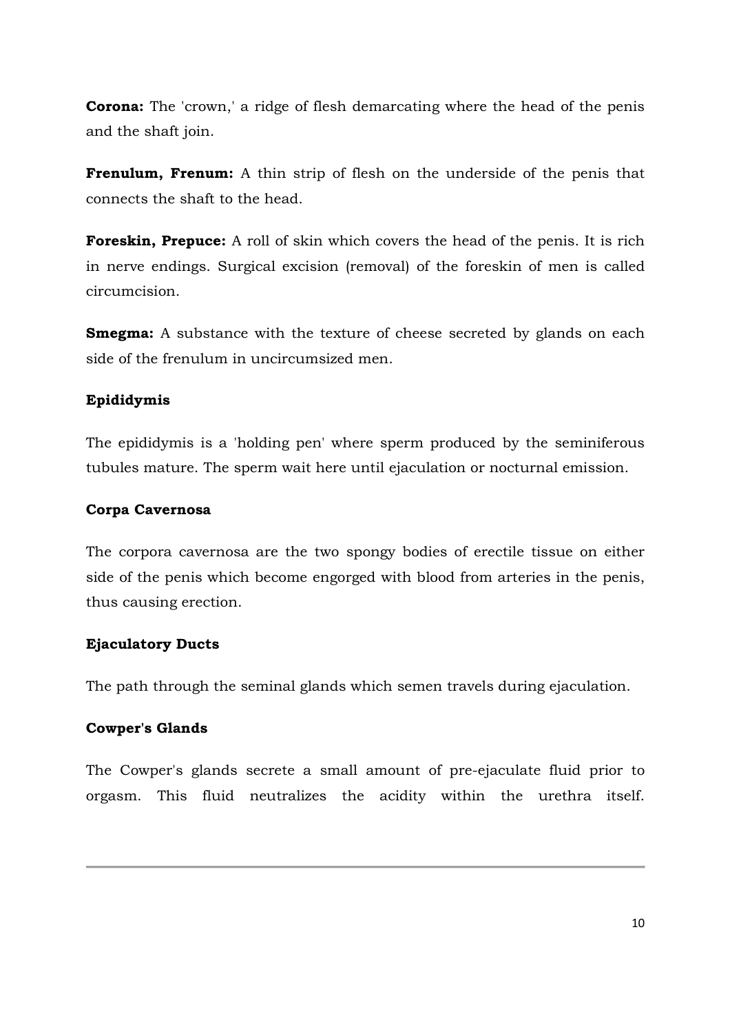**Corona:** The 'crown,' a ridge of flesh demarcating where the head of the penis and the shaft join.

**Frenulum, Frenum:** A thin strip of flesh on the underside of the penis that connects the shaft to the head.

**Foreskin, Prepuce:** A roll of skin which covers the head of the penis. It is rich in nerve endings. Surgical excision (removal) of the foreskin of men is called circumcision.

**Smegma:** A substance with the texture of cheese secreted by glands on each side of the frenulum in uncircumsized men.

**Epididymis**

The epididymis is a 'holding pen' where sperm produced by the seminiferous tubules mature. The sperm wait here until ejaculation or nocturnal emission.

**Corpa Cavernosa**

The corpora cavernosa are the two spongy bodies of erectile tissue on either side of the penis which become engorged with blood from arteries in the penis, thus causing erection.

**Ejaculatory Ducts**

The path through the seminal glands which semen travels during ejaculation.

**Cowper's Glands**

The Cowper's glands secrete a small amount of pre-ejaculate fluid prior to orgasm. This fluid neutralizes the acidity within the urethra itself.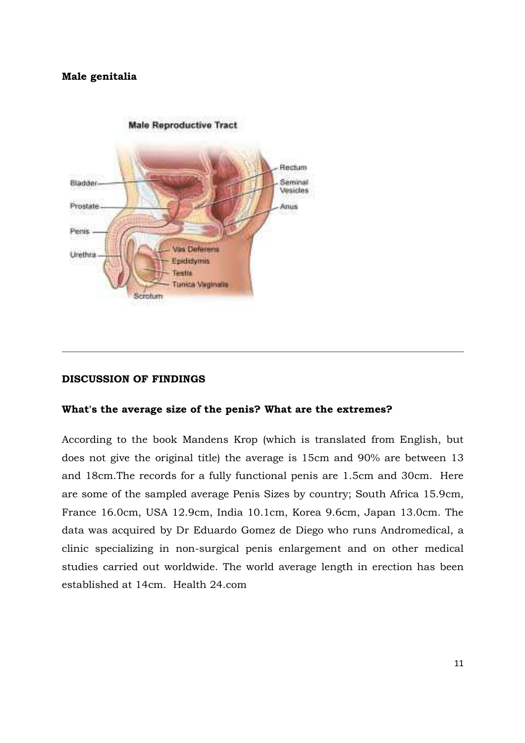**Male genitalia**

Male Reproductive Tract

Bladder

Prostate

Penis

Urethra

Rectum

Seminal Vesicles

Anus

Vas Deferens

Epididymis

Testis

Tunica Vaginalis

Scrotum

---

**DISCUSSION OF FINDINGS**

**What's the average size of the penis? What are the extremes?**

According to the book Mandens Krop (which is translated from English, but does not give the original title) the average is 15cm and 90% are between 13 and 18cm.The records for a fully functional penis are 1.5cm and 30cm. Here are some of the sampled average Penis Sizes by country; South Africa 15.9cm, France 16.0cm, USA 12.9cm, India 10.1cm, Korea 9.6cm, Japan 13.0cm. The data was acquired by Dr Eduardo Gomez de Diego who runs Andromedical, a clinic specializing in non-surgical penis enlargement and on other medical studies carried out worldwide. The world average length in erection has been established at 14cm. Health 24.com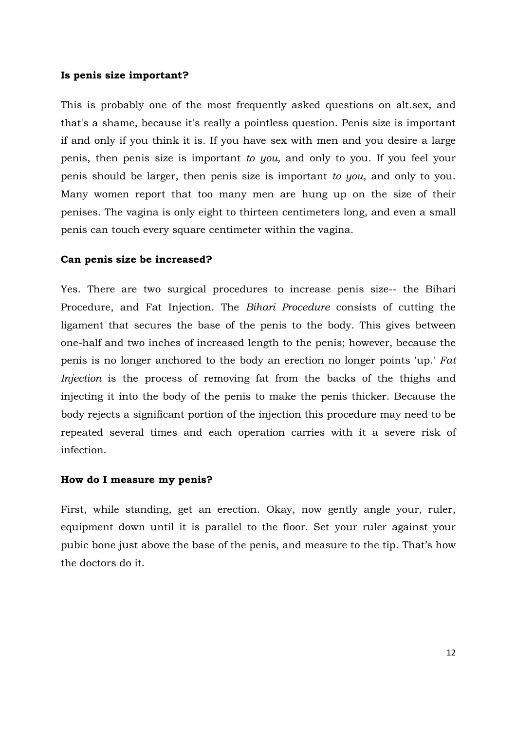**Is penis size important?**

This is probably one of the most frequently asked questions on alt.sex, and that's a shame, because it's really a pointless question. Penis size is important if and only if you think it is. If you have sex with men and you desire a large penis, then penis size is important *to you,* and only to you. If you feel your penis should be larger, then penis size is important *to you*, and only to you. Many women report that too many men are hung up on the size of their penises. The vagina is only eight to thirteen centimeters long, and even a small penis can touch every square centimeter within the vagina.

**Can penis size be increased?**

Yes. There are two surgical procedures to increase penis size-- the Bihari Procedure, and Fat Injection. The *Bihari Procedure* consists of cutting the ligament that secures the base of the penis to the body. This gives between one-half and two inches of increased length to the penis; however, because the penis is no longer anchored to the body an erection no longer points 'up.' *Fat Injection* is the process of removing fat from the backs of the thighs and injecting it into the body of the penis to make the penis thicker. Because the body rejects a significant portion of the injection this procedure may need to be repeated several times and each operation carries with it a severe risk of infection.

**How do I measure my penis?**

First, while standing, get an erection. Okay, now gently angle your, ruler, equipment down until it is parallel to the floor. Set your ruler against your pubic bone just above the base of the penis, and measure to the tip. That's how the doctors do it.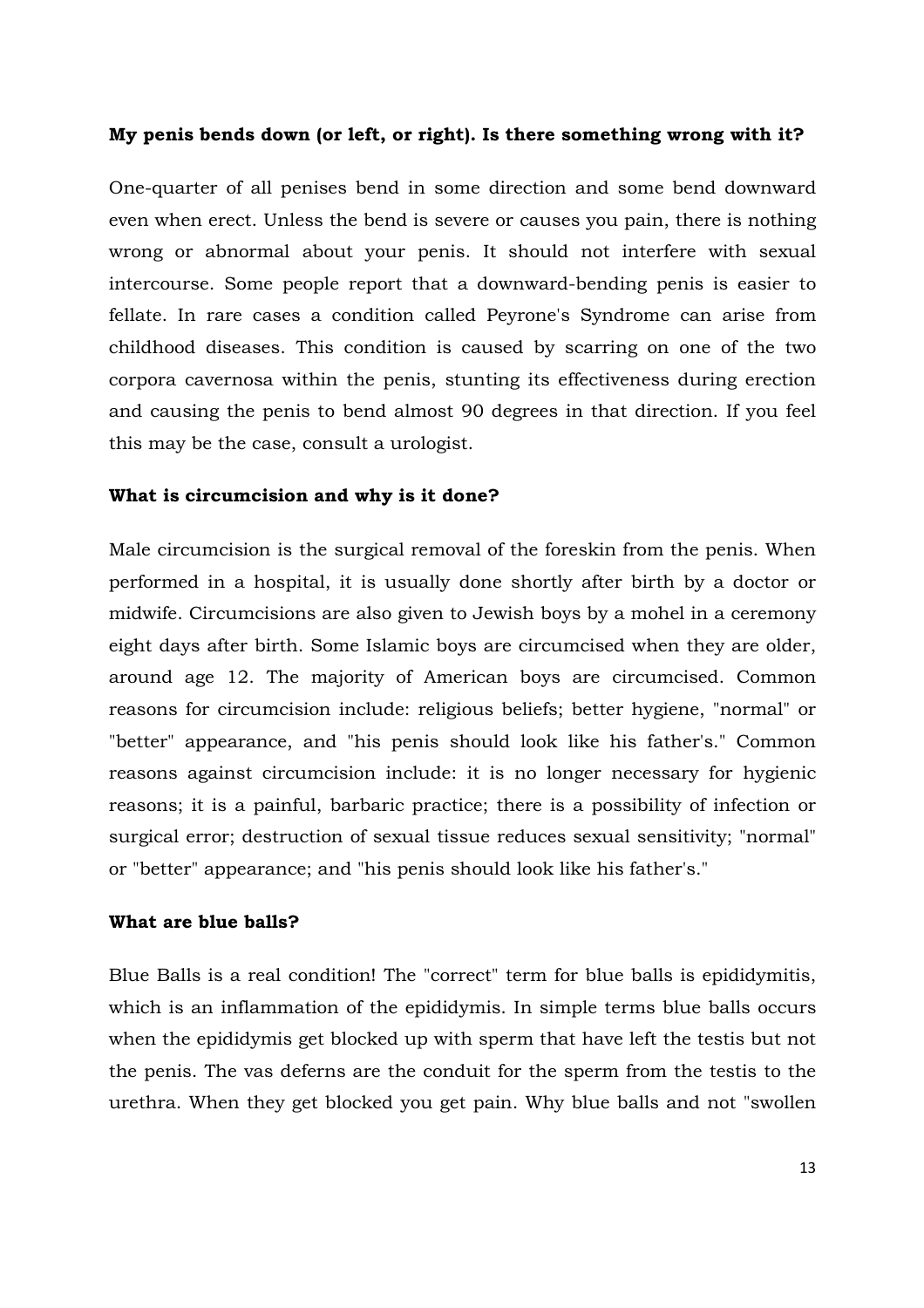**My penis bends down (or left, or right). Is there something wrong with it?**

One-quarter of all penises bend in some direction and some bend downward even when erect. Unless the bend is severe or causes you pain, there is nothing wrong or abnormal about your penis. It should not interfere with sexual intercourse. Some people report that a downward-bending penis is easier to fellate. In rare cases a condition called Peyrone's Syndrome can arise from childhood diseases. This condition is caused by scarring on one of the two corpora cavernosa within the penis, stunting its effectiveness during erection and causing the penis to bend almost 90 degrees in that direction. If you feel this may be the case, consult a urologist.

**What is circumcision and why is it done?**

Male circumcision is the surgical removal of the foreskin from the penis. When performed in a hospital, it is usually done shortly after birth by a doctor or midwife. Circumcisions are also given to Jewish boys by a mohel in a ceremony eight days after birth. Some Islamic boys are circumcised when they are older, around age 12. The majority of American boys are circumcised. Common reasons for circumcision include: religious beliefs; better hygiene, "normal" or "better" appearance, and "his penis should look like his father's." Common reasons against circumcision include: it is no longer necessary for hygienic reasons; it is a painful, barbaric practice; there is a possibility of infection or surgical error; destruction of sexual tissue reduces sexual sensitivity; "normal" or "better" appearance; and "his penis should look like his father's."

**What are blue balls?**

Blue Balls is a real condition! The "correct" term for blue balls is epididymitis, which is an inflammation of the epididymis. In simple terms blue balls occurs when the epididymis get blocked up with sperm that have left the testis but not the penis. The vas deferns are the conduit for the sperm from the testis to the urethra. When they get blocked you get pain. Why blue balls and not "swollen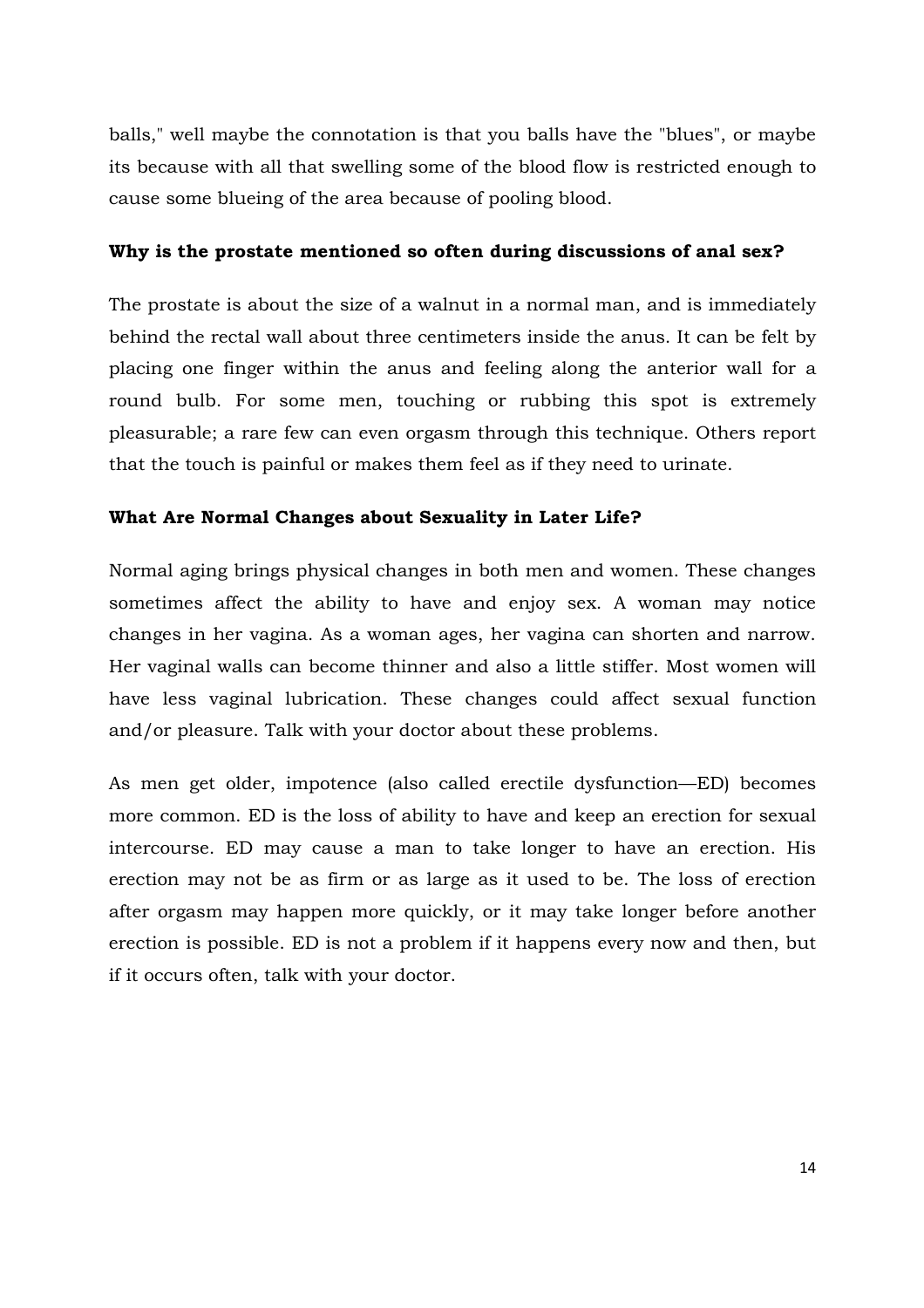balls," well maybe the connotation is that you balls have the "blues", or maybe its because with all that swelling some of the blood flow is restricted enough to cause some blueing of the area because of pooling blood.

**Why is the prostate mentioned so often during discussions of anal sex?**

The prostate is about the size of a walnut in a normal man, and is immediately behind the rectal wall about three centimeters inside the anus. It can be felt by placing one finger within the anus and feeling along the anterior wall for a round bulb. For some men, touching or rubbing this spot is extremely pleasurable; a rare few can even orgasm through this technique. Others report that the touch is painful or makes them feel as if they need to urinate.

**What Are Normal Changes about Sexuality in Later Life?**

Normal aging brings physical changes in both men and women. These changes sometimes affect the ability to have and enjoy sex. A woman may notice changes in her vagina. As a woman ages, her vagina can shorten and narrow. Her vaginal walls can become thinner and also a little stiffer. Most women will have less vaginal lubrication. These changes could affect sexual function and/or pleasure. Talk with your doctor about these problems.

As men get older, impotence (also called erectile dysfunction—ED) becomes more common. ED is the loss of ability to have and keep an erection for sexual intercourse. ED may cause a man to take longer to have an erection. His erection may not be as firm or as large as it used to be. The loss of erection after orgasm may happen more quickly, or it may take longer before another erection is possible. ED is not a problem if it happens every now and then, but if it occurs often, talk with your doctor.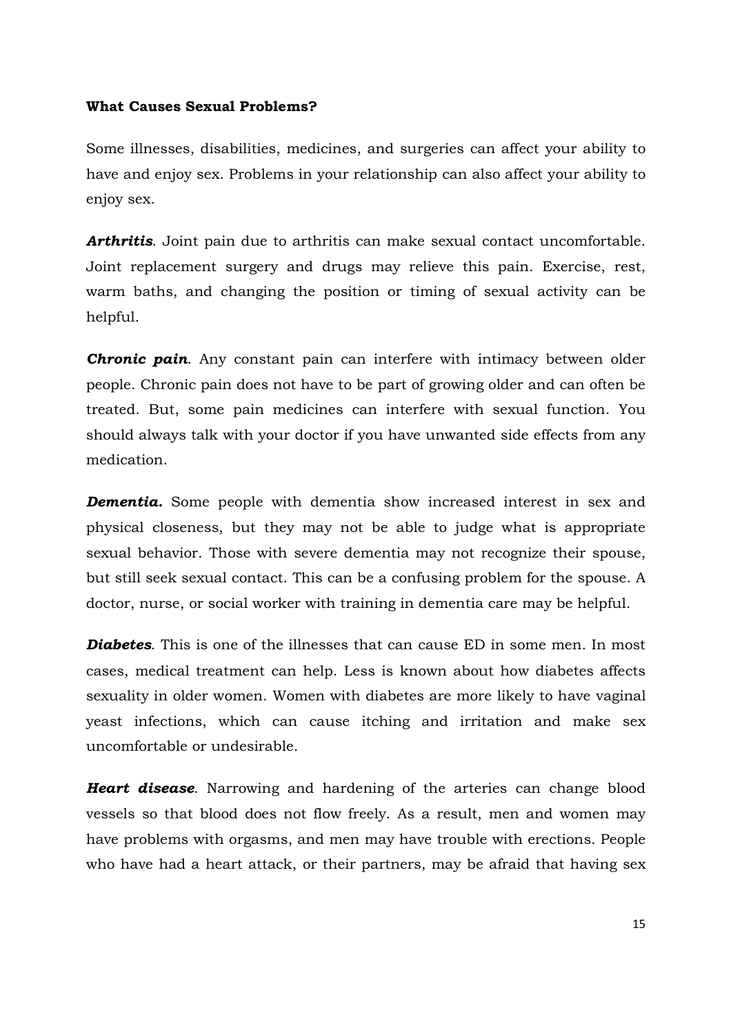**What Causes Sexual Problems?**

Some illnesses, disabilities, medicines, and surgeries can affect your ability to have and enjoy sex. Problems in your relationship can also affect your ability to enjoy sex.

***Arthritis***. Joint pain due to arthritis can make sexual contact uncomfortable. Joint replacement surgery and drugs may relieve this pain. Exercise, rest, warm baths, and changing the position or timing of sexual activity can be helpful.

***Chronic pain***. Any constant pain can interfere with intimacy between older people. Chronic pain does not have to be part of growing older and can often be treated. But, some pain medicines can interfere with sexual function. You should always talk with your doctor if you have unwanted side effects from any medication.

***Dementia.*** Some people with dementia show increased interest in sex and physical closeness, but they may not be able to judge what is appropriate sexual behavior. Those with severe dementia may not recognize their spouse, but still seek sexual contact. This can be a confusing problem for the spouse. A doctor, nurse, or social worker with training in dementia care may be helpful.

***Diabetes***. This is one of the illnesses that can cause ED in some men. In most cases, medical treatment can help. Less is known about how diabetes affects sexuality in older women. Women with diabetes are more likely to have vaginal yeast infections, which can cause itching and irritation and make sex uncomfortable or undesirable.

***Heart disease***. Narrowing and hardening of the arteries can change blood vessels so that blood does not flow freely. As a result, men and women may have problems with orgasms, and men may have trouble with erections. People who have had a heart attack, or their partners, may be afraid that having sex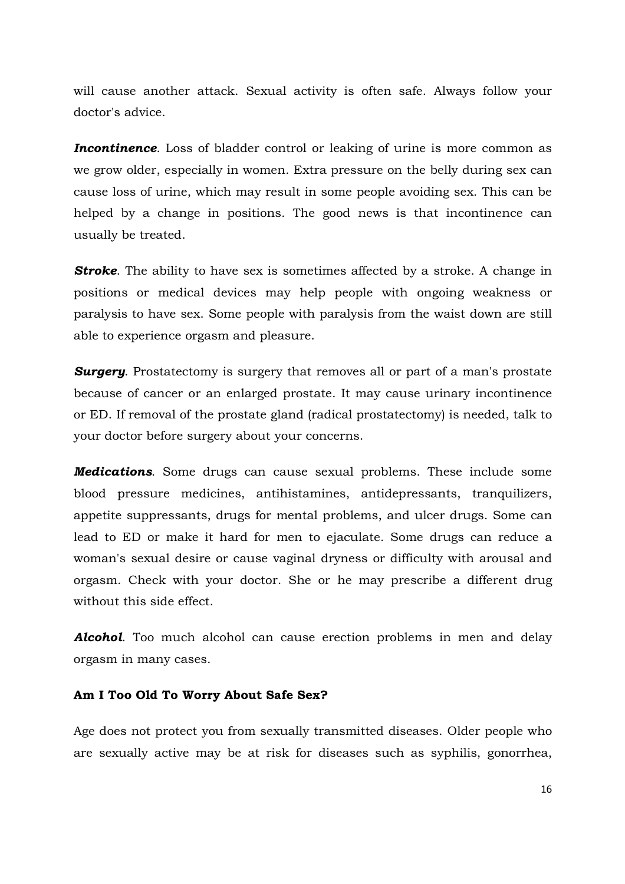will cause another attack. Sexual activity is often safe. Always follow your doctor's advice.

***Incontinence***. Loss of bladder control or leaking of urine is more common as we grow older, especially in women. Extra pressure on the belly during sex can cause loss of urine, which may result in some people avoiding sex. This can be helped by a change in positions. The good news is that incontinence can usually be treated.

***Stroke***. The ability to have sex is sometimes affected by a stroke. A change in positions or medical devices may help people with ongoing weakness or paralysis to have sex. Some people with paralysis from the waist down are still able to experience orgasm and pleasure.

***Surgery***. Prostatectomy is surgery that removes all or part of a man's prostate because of cancer or an enlarged prostate. It may cause urinary incontinence or ED. If removal of the prostate gland (radical prostatectomy) is needed, talk to your doctor before surgery about your concerns.

***Medications***. Some drugs can cause sexual problems. These include some blood pressure medicines, antihistamines, antidepressants, tranquilizers, appetite suppressants, drugs for mental problems, and ulcer drugs. Some can lead to ED or make it hard for men to ejaculate. Some drugs can reduce a woman's sexual desire or cause vaginal dryness or difficulty with arousal and orgasm. Check with your doctor. She or he may prescribe a different drug without this side effect.

***Alcohol***. Too much alcohol can cause erection problems in men and delay orgasm in many cases.

**Am I Too Old To Worry About Safe Sex?**

Age does not protect you from sexually transmitted diseases. Older people who are sexually active may be at risk for diseases such as syphilis, gonorrhea,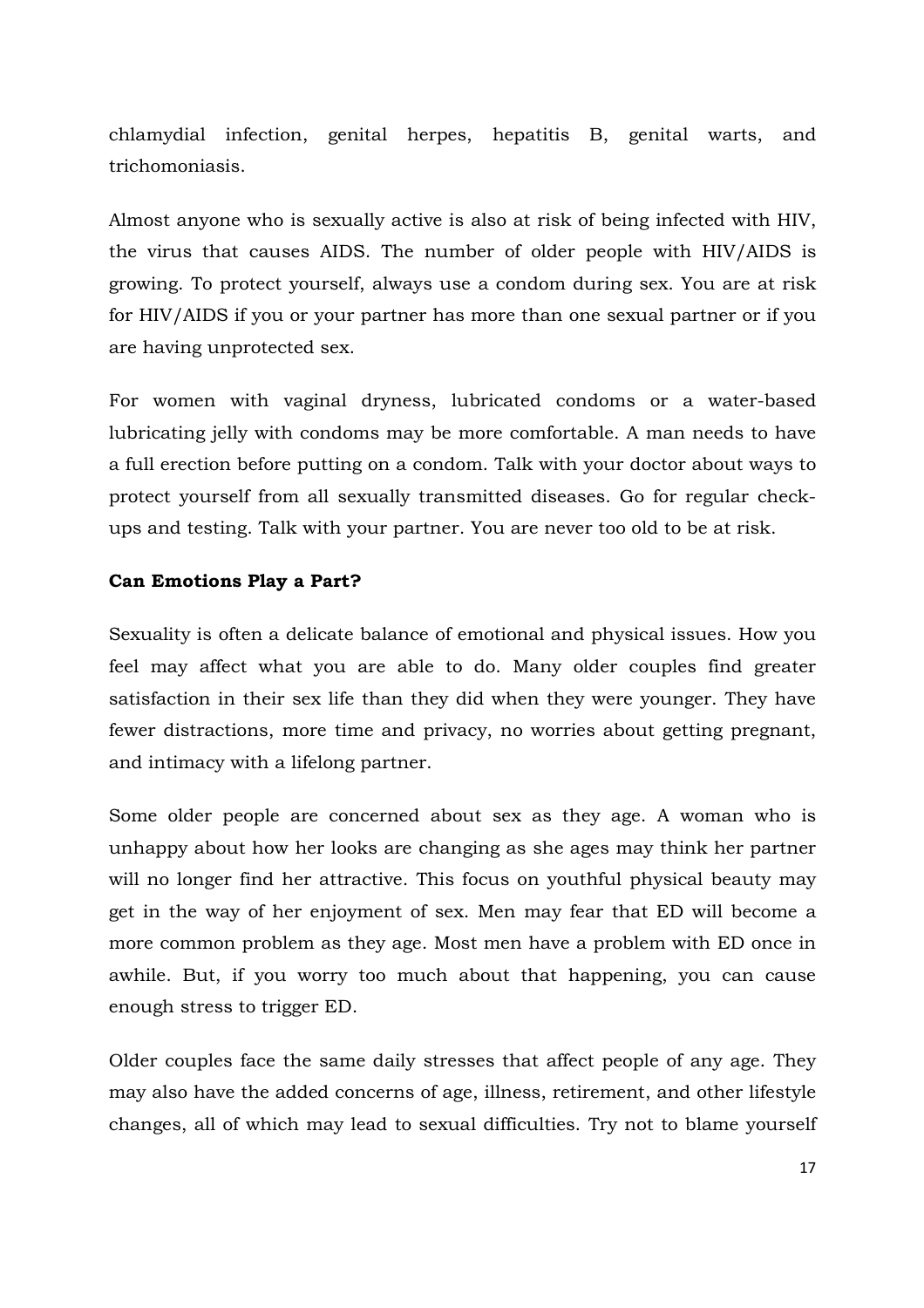chlamydial infection, genital herpes, hepatitis B, genital warts, and trichomoniasis.

Almost anyone who is sexually active is also at risk of being infected with HIV, the virus that causes AIDS. The number of older people with HIV/AIDS is growing. To protect yourself, always use a condom during sex. You are at risk for HIV/AIDS if you or your partner has more than one sexual partner or if you are having unprotected sex.

For women with vaginal dryness, lubricated condoms or a water-based lubricating jelly with condoms may be more comfortable. A man needs to have a full erection before putting on a condom. Talk with your doctor about ways to protect yourself from all sexually transmitted diseases. Go for regular check-ups and testing. Talk with your partner. You are never too old to be at risk.

**Can Emotions Play a Part?**

Sexuality is often a delicate balance of emotional and physical issues. How you feel may affect what you are able to do. Many older couples find greater satisfaction in their sex life than they did when they were younger. They have fewer distractions, more time and privacy, no worries about getting pregnant, and intimacy with a lifelong partner.

Some older people are concerned about sex as they age. A woman who is unhappy about how her looks are changing as she ages may think her partner will no longer find her attractive. This focus on youthful physical beauty may get in the way of her enjoyment of sex. Men may fear that ED will become a more common problem as they age. Most men have a problem with ED once in awhile. But, if you worry too much about that happening, you can cause enough stress to trigger ED.

Older couples face the same daily stresses that affect people of any age. They may also have the added concerns of age, illness, retirement, and other lifestyle changes, all of which may lead to sexual difficulties. Try not to blame yourself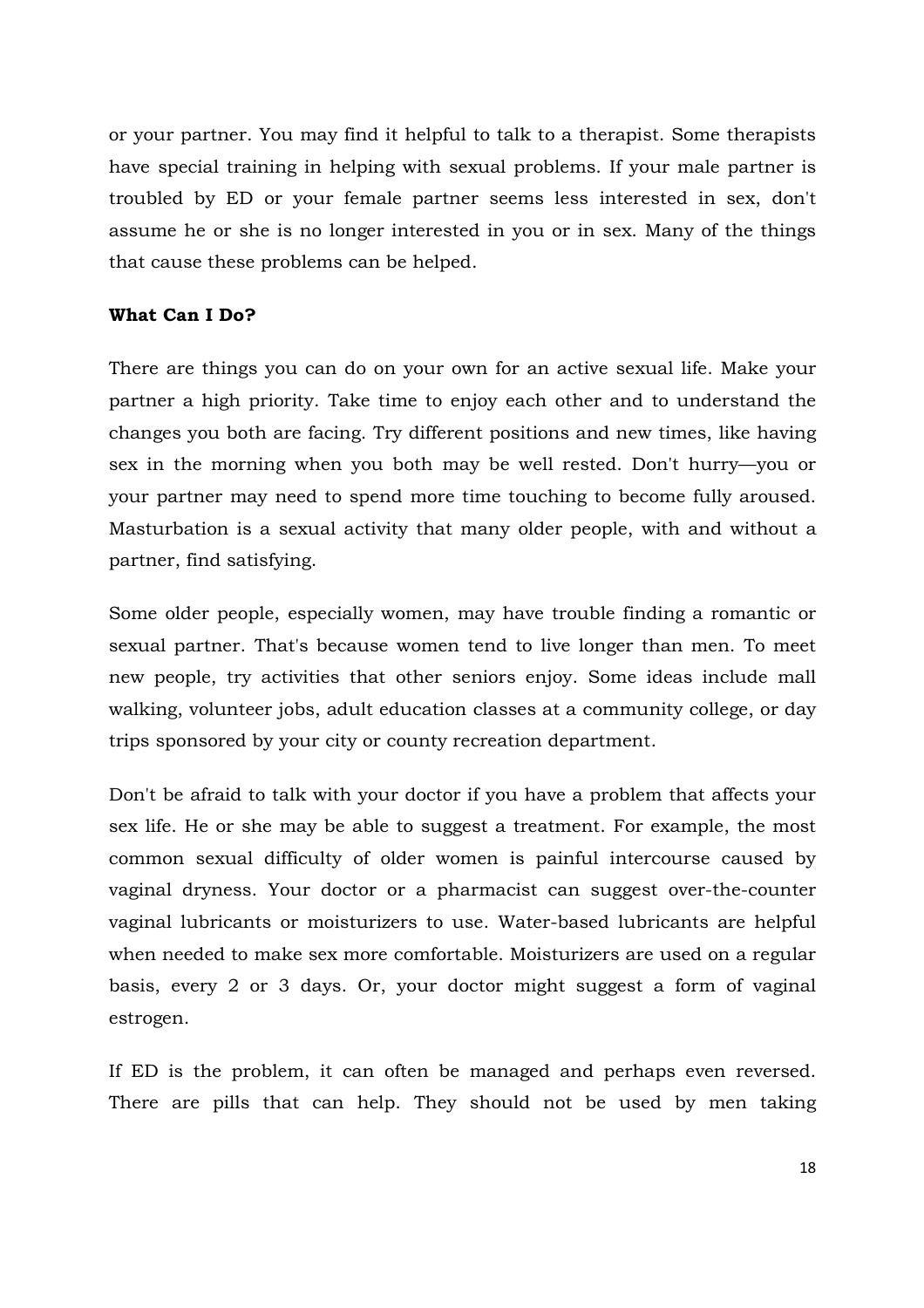or your partner. You may find it helpful to talk to a therapist. Some therapists have special training in helping with sexual problems. If your male partner is troubled by ED or your female partner seems less interested in sex, don't assume he or she is no longer interested in you or in sex. Many of the things that cause these problems can be helped.

**What Can I Do?**

There are things you can do on your own for an active sexual life. Make your partner a high priority. Take time to enjoy each other and to understand the changes you both are facing. Try different positions and new times, like having sex in the morning when you both may be well rested. Don't hurry—you or your partner may need to spend more time touching to become fully aroused. Masturbation is a sexual activity that many older people, with and without a partner, find satisfying.

Some older people, especially women, may have trouble finding a romantic or sexual partner. That's because women tend to live longer than men. To meet new people, try activities that other seniors enjoy. Some ideas include mall walking, volunteer jobs, adult education classes at a community college, or day trips sponsored by your city or county recreation department.

Don't be afraid to talk with your doctor if you have a problem that affects your sex life. He or she may be able to suggest a treatment. For example, the most common sexual difficulty of older women is painful intercourse caused by vaginal dryness. Your doctor or a pharmacist can suggest over-the-counter vaginal lubricants or moisturizers to use. Water-based lubricants are helpful when needed to make sex more comfortable. Moisturizers are used on a regular basis, every 2 or 3 days. Or, your doctor might suggest a form of vaginal estrogen.

If ED is the problem, it can often be managed and perhaps even reversed. There are pills that can help. They should not be used by men taking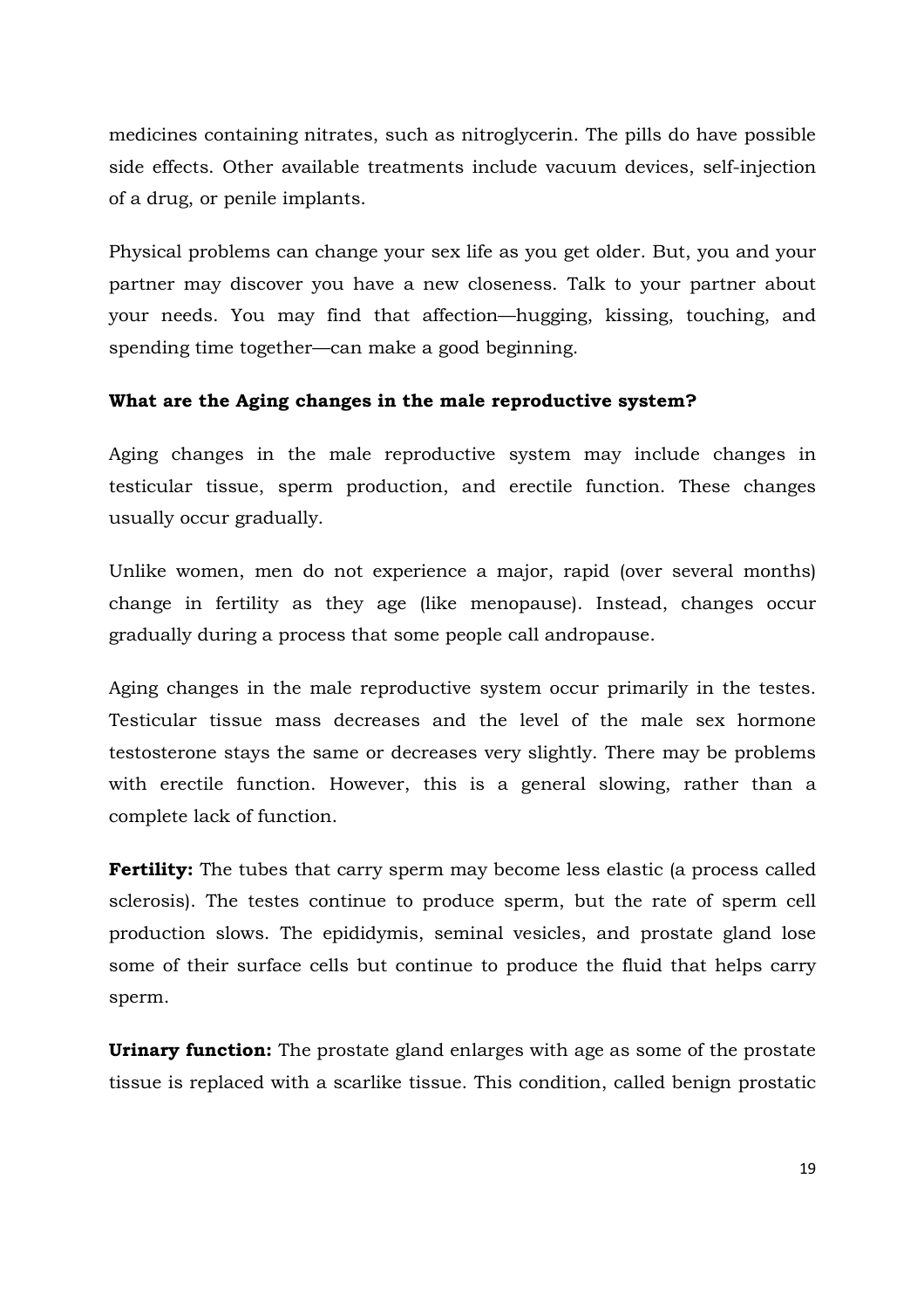medicines containing nitrates, such as nitroglycerin. The pills do have possible side effects. Other available treatments include vacuum devices, self-injection of a drug, or penile implants.

Physical problems can change your sex life as you get older. But, you and your partner may discover you have a new closeness. Talk to your partner about your needs. You may find that affection—hugging, kissing, touching, and spending time together—can make a good beginning.

**What are the Aging changes in the male reproductive system?**

Aging changes in the male reproductive system may include changes in testicular tissue, sperm production, and erectile function. These changes usually occur gradually.

Unlike women, men do not experience a major, rapid (over several months) change in fertility as they age (like menopause). Instead, changes occur gradually during a process that some people call andropause.

Aging changes in the male reproductive system occur primarily in the testes. Testicular tissue mass decreases and the level of the male sex hormone testosterone stays the same or decreases very slightly. There may be problems with erectile function. However, this is a general slowing, rather than a complete lack of function.

**Fertility:** The tubes that carry sperm may become less elastic (a process called sclerosis). The testes continue to produce sperm, but the rate of sperm cell production slows. The epididymis, seminal vesicles, and prostate gland lose some of their surface cells but continue to produce the fluid that helps carry sperm.

**Urinary function:** The prostate gland enlarges with age as some of the prostate tissue is replaced with a scarlike tissue. This condition, called benign prostatic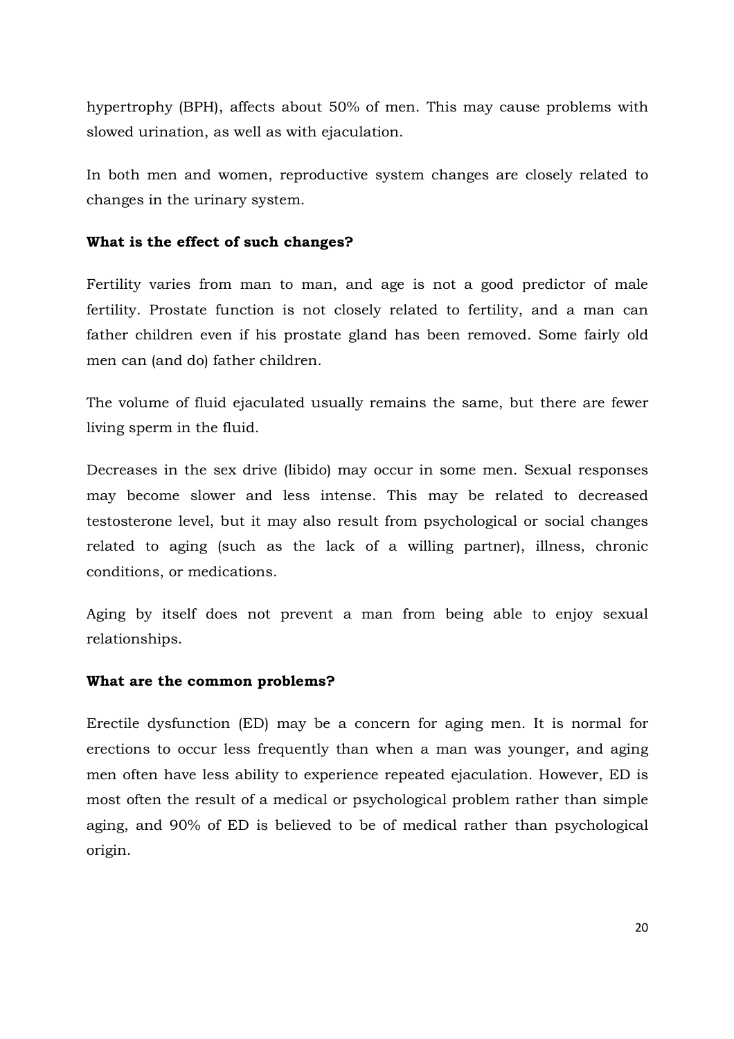hypertrophy (BPH), affects about 50% of men. This may cause problems with slowed urination, as well as with ejaculation.

In both men and women, reproductive system changes are closely related to changes in the urinary system.

**What is the effect of such changes?**

Fertility varies from man to man, and age is not a good predictor of male fertility. Prostate function is not closely related to fertility, and a man can father children even if his prostate gland has been removed. Some fairly old men can (and do) father children.

The volume of fluid ejaculated usually remains the same, but there are fewer living sperm in the fluid.

Decreases in the sex drive (libido) may occur in some men. Sexual responses may become slower and less intense. This may be related to decreased testosterone level, but it may also result from psychological or social changes related to aging (such as the lack of a willing partner), illness, chronic conditions, or medications.

Aging by itself does not prevent a man from being able to enjoy sexual relationships.

**What are the common problems?**

Erectile dysfunction (ED) may be a concern for aging men. It is normal for erections to occur less frequently than when a man was younger, and aging men often have less ability to experience repeated ejaculation. However, ED is most often the result of a medical or psychological problem rather than simple aging, and 90% of ED is believed to be of medical rather than psychological origin.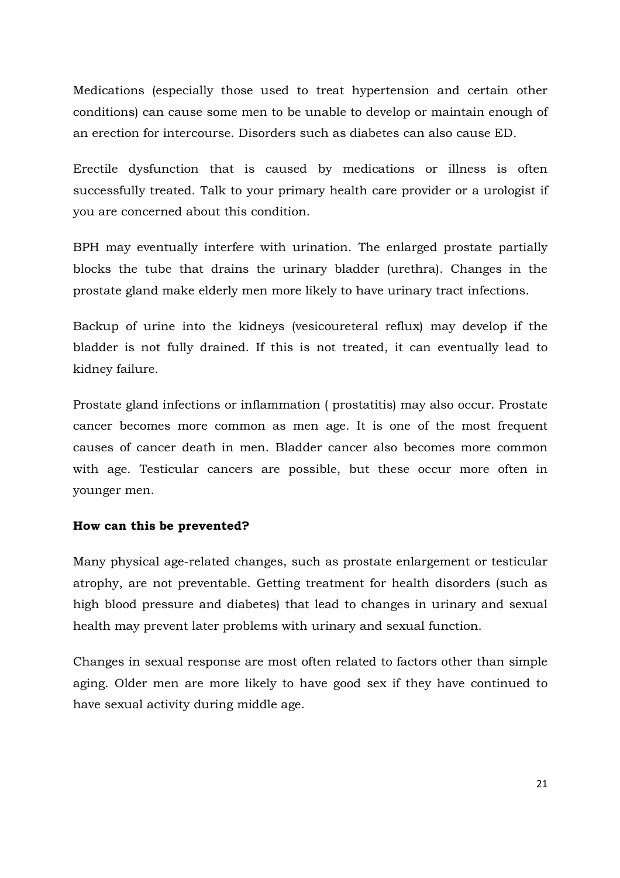Medications (especially those used to treat hypertension and certain other conditions) can cause some men to be unable to develop or maintain enough of an erection for intercourse. Disorders such as diabetes can also cause ED.

Erectile dysfunction that is caused by medications or illness is often successfully treated. Talk to your primary health care provider or a urologist if you are concerned about this condition.

BPH may eventually interfere with urination. The enlarged prostate partially blocks the tube that drains the urinary bladder (urethra). Changes in the prostate gland make elderly men more likely to have urinary tract infections.

Backup of urine into the kidneys (vesicoureteral reflux) may develop if the bladder is not fully drained. If this is not treated, it can eventually lead to kidney failure.

Prostate gland infections or inflammation ( prostatitis) may also occur. Prostate cancer becomes more common as men age. It is one of the most frequent causes of cancer death in men. Bladder cancer also becomes more common with age. Testicular cancers are possible, but these occur more often in younger men.

**How can this be prevented?**

Many physical age-related changes, such as prostate enlargement or testicular atrophy, are not preventable. Getting treatment for health disorders (such as high blood pressure and diabetes) that lead to changes in urinary and sexual health may prevent later problems with urinary and sexual function.

Changes in sexual response are most often related to factors other than simple aging. Older men are more likely to have good sex if they have continued to have sexual activity during middle age.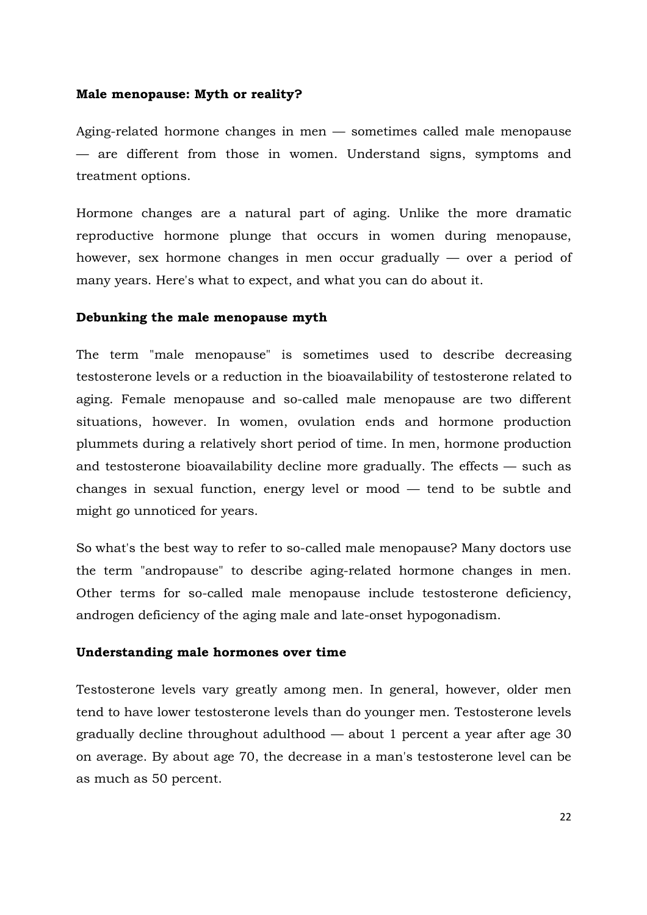**Male menopause: Myth or reality?**

Aging-related hormone changes in men — sometimes called male menopause — are different from those in women. Understand signs, symptoms and treatment options.

Hormone changes are a natural part of aging. Unlike the more dramatic reproductive hormone plunge that occurs in women during menopause, however, sex hormone changes in men occur gradually — over a period of many years. Here's what to expect, and what you can do about it.

**Debunking the male menopause myth**

The term "male menopause" is sometimes used to describe decreasing testosterone levels or a reduction in the bioavailability of testosterone related to aging. Female menopause and so-called male menopause are two different situations, however. In women, ovulation ends and hormone production plummets during a relatively short period of time. In men, hormone production and testosterone bioavailability decline more gradually. The effects — such as changes in sexual function, energy level or mood — tend to be subtle and might go unnoticed for years.

So what's the best way to refer to so-called male menopause? Many doctors use the term "andropause" to describe aging-related hormone changes in men. Other terms for so-called male menopause include testosterone deficiency, androgen deficiency of the aging male and late-onset hypogonadism.

**Understanding male hormones over time**

Testosterone levels vary greatly among men. In general, however, older men tend to have lower testosterone levels than do younger men. Testosterone levels gradually decline throughout adulthood — about 1 percent a year after age 30 on average. By about age 70, the decrease in a man's testosterone level can be as much as 50 percent.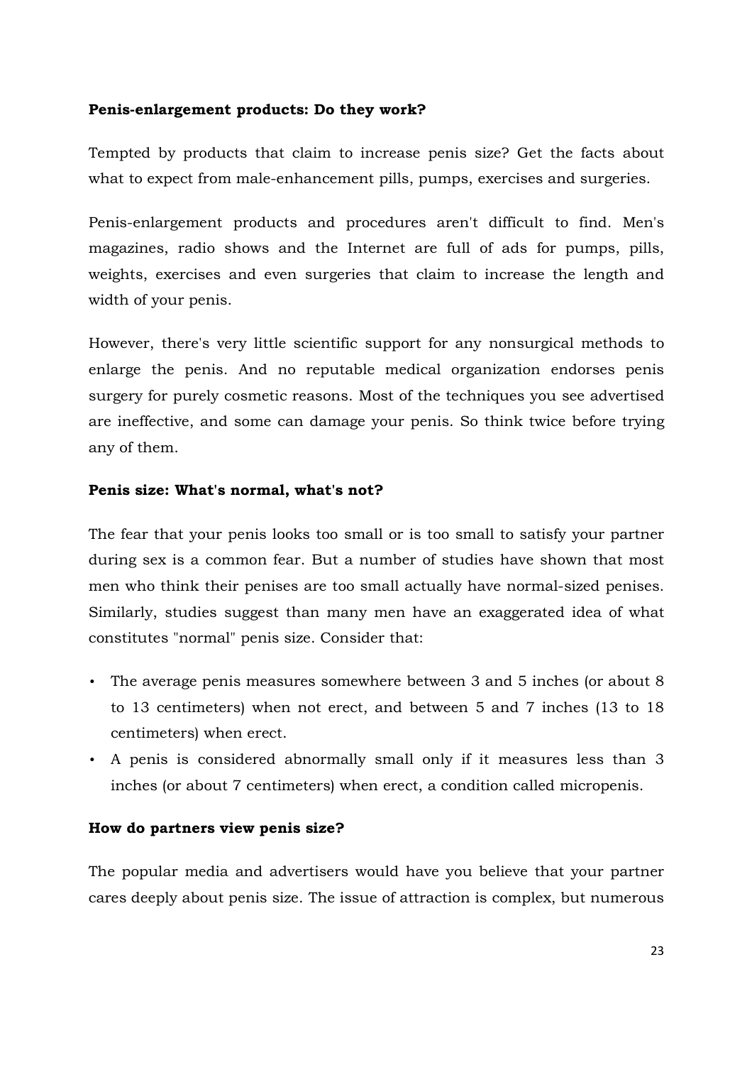**Penis-enlargement products: Do they work?**

Tempted by products that claim to increase penis size? Get the facts about what to expect from male-enhancement pills, pumps, exercises and surgeries.

Penis-enlargement products and procedures aren't difficult to find. Men's magazines, radio shows and the Internet are full of ads for pumps, pills, weights, exercises and even surgeries that claim to increase the length and width of your penis.

However, there's very little scientific support for any nonsurgical methods to enlarge the penis. And no reputable medical organization endorses penis surgery for purely cosmetic reasons. Most of the techniques you see advertised are ineffective, and some can damage your penis. So think twice before trying any of them.

**Penis size: What's normal, what's not?**

The fear that your penis looks too small or is too small to satisfy your partner during sex is a common fear. But a number of studies have shown that most men who think their penises are too small actually have normal-sized penises. Similarly, studies suggest than many men have an exaggerated idea of what constitutes "normal" penis size. Consider that:

- The average penis measures somewhere between 3 and 5 inches (or about 8 to 13 centimeters) when not erect, and between 5 and 7 inches (13 to 18 centimeters) when erect.
- A penis is considered abnormally small only if it measures less than 3 inches (or about 7 centimeters) when erect, a condition called micropenis.

**How do partners view penis size?**

The popular media and advertisers would have you believe that your partner cares deeply about penis size. The issue of attraction is complex, but numerous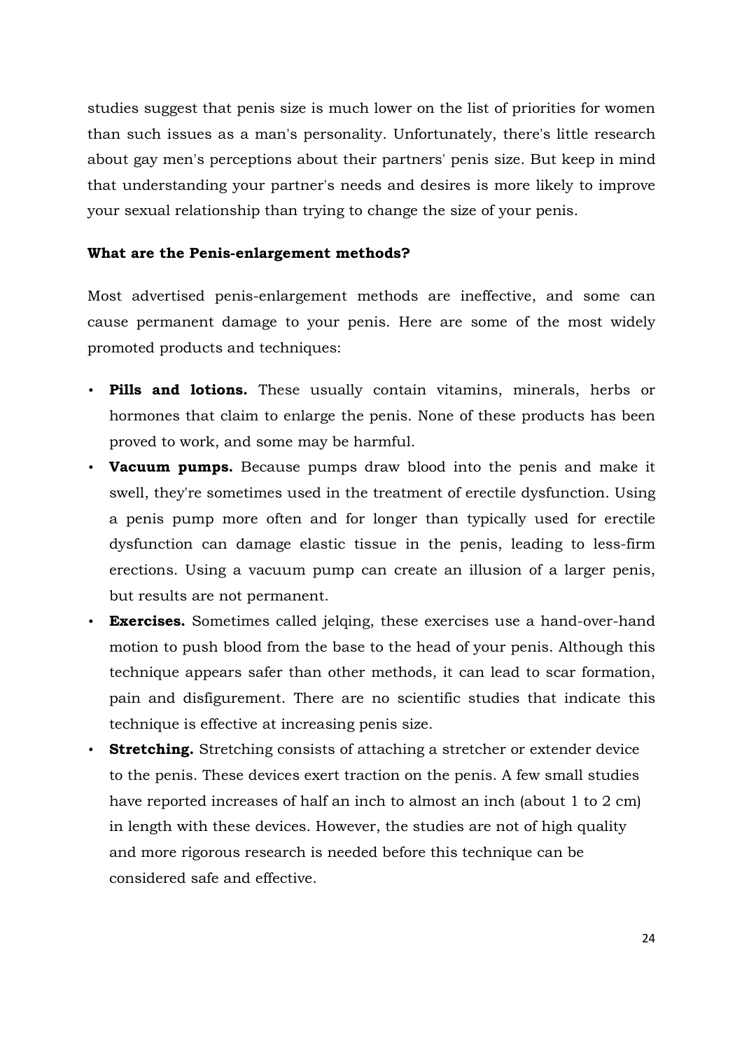studies suggest that penis size is much lower on the list of priorities for women than such issues as a man's personality. Unfortunately, there's little research about gay men's perceptions about their partners' penis size. But keep in mind that understanding your partner's needs and desires is more likely to improve your sexual relationship than trying to change the size of your penis.

**What are the Penis-enlargement methods?**

Most advertised penis-enlargement methods are ineffective, and some can cause permanent damage to your penis. Here are some of the most widely promoted products and techniques:

- **Pills and lotions.** These usually contain vitamins, minerals, herbs or hormones that claim to enlarge the penis. None of these products has been proved to work, and some may be harmful.
- **Vacuum pumps.** Because pumps draw blood into the penis and make it swell, they're sometimes used in the treatment of erectile dysfunction. Using a penis pump more often and for longer than typically used for erectile dysfunction can damage elastic tissue in the penis, leading to less-firm erections. Using a vacuum pump can create an illusion of a larger penis, but results are not permanent.
- **Exercises.** Sometimes called jelqing, these exercises use a hand-over-hand motion to push blood from the base to the head of your penis. Although this technique appears safer than other methods, it can lead to scar formation, pain and disfigurement. There are no scientific studies that indicate this technique is effective at increasing penis size.
- **Stretching.** Stretching consists of attaching a stretcher or extender device to the penis. These devices exert traction on the penis. A few small studies have reported increases of half an inch to almost an inch (about 1 to 2 cm) in length with these devices. However, the studies are not of high quality and more rigorous research is needed before this technique can be considered safe and effective.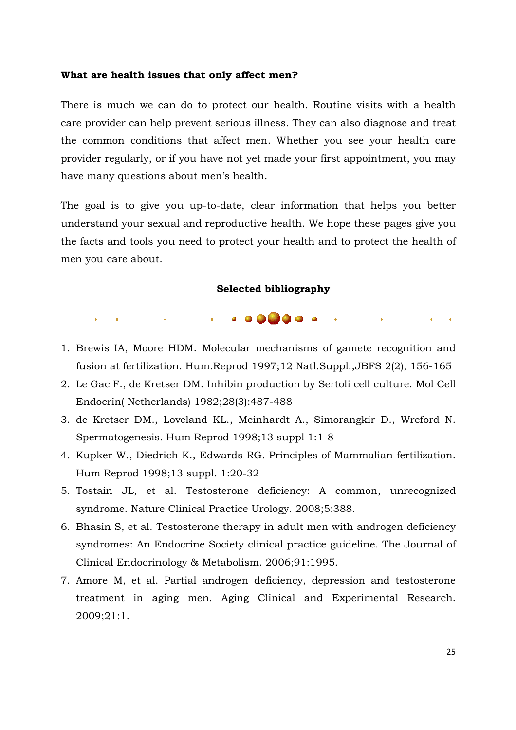**What are health issues that only affect men?**

There is much we can do to protect our health. Routine visits with a health care provider can help prevent serious illness. They can also diagnose and treat the common conditions that affect men. Whether you see your health care provider regularly, or if you have not yet made your first appointment, you may have many questions about men's health.

The goal is to give you up-to-date, clear information that helps you better understand your sexual and reproductive health. We hope these pages give you the facts and tools you need to protect your health and to protect the health of men you care about.

## Selected bibliography

1. Brewis IA, Moore HDM. Molecular mechanisms of gamete recognition and fusion at fertilization. Hum.Reprod 1997;12 Natl.Suppl.,JBFS 2(2), 156-165
2. Le Gac F., de Kretser DM. Inhibin production by Sertoli cell culture. Mol Cell Endocrin( Netherlands) 1982;28(3):487-488
3. de Kretser DM., Loveland KL., Meinhardt A., Simorangkir D., Wreford N. Spermatogenesis. Hum Reprod 1998;13 suppl 1:1-8
4. Kupker W., Diedrich K., Edwards RG. Principles of Mammalian fertilization. Hum Reprod 1998;13 suppl. 1:20-32
5. Tostain JL, et al. Testosterone deficiency: A common, unrecognized syndrome. Nature Clinical Practice Urology. 2008;5:388.
6. Bhasin S, et al. Testosterone therapy in adult men with androgen deficiency syndromes: An Endocrine Society clinical practice guideline. The Journal of Clinical Endocrinology & Metabolism. 2006;91:1995.
7. Amore M, et al. Partial androgen deficiency, depression and testosterone treatment in aging men. Aging Clinical and Experimental Research. 2009;21:1.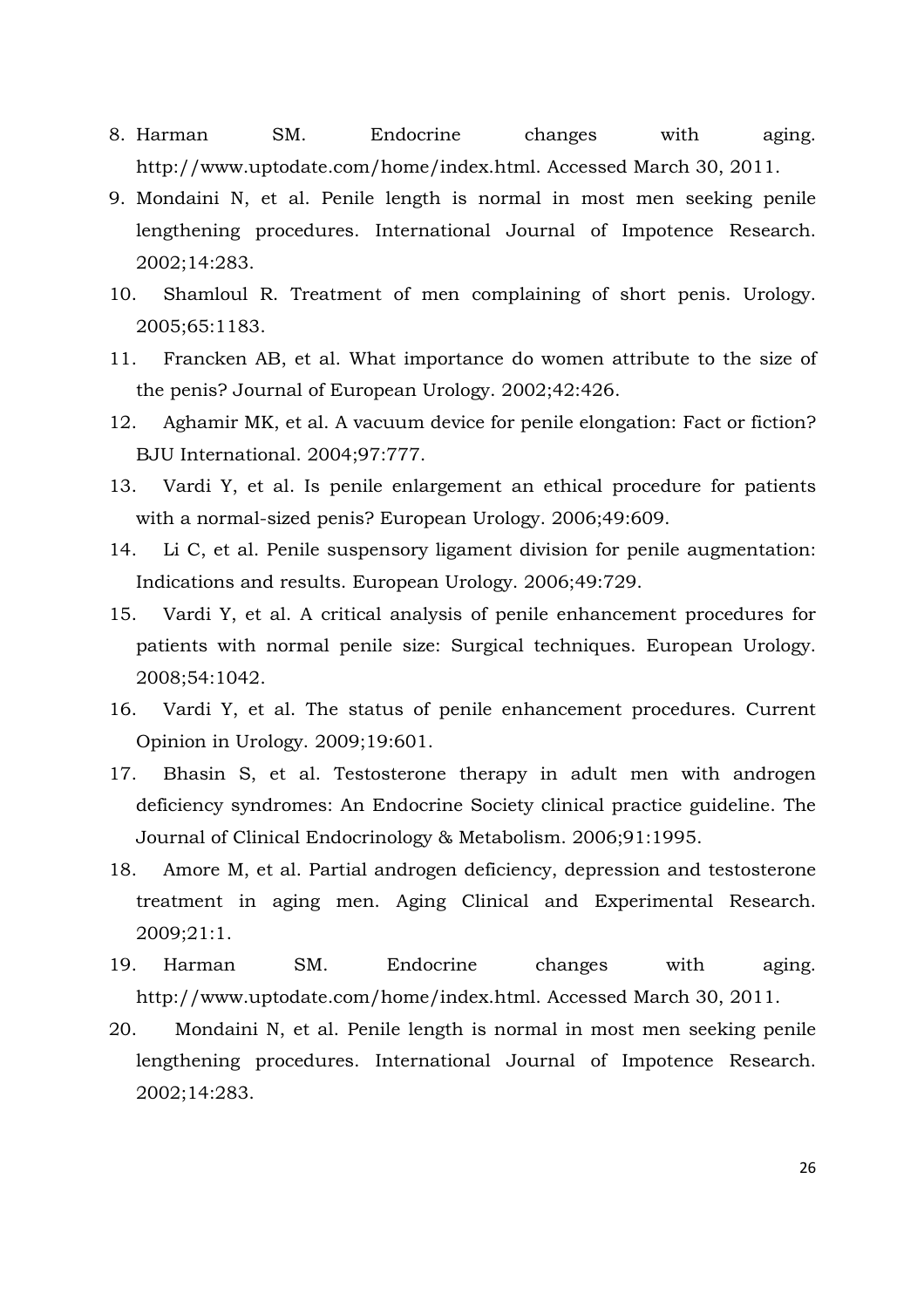8. Harman SM. Endocrine changes with aging. http://www.uptodate.com/home/index.html. Accessed March 30, 2011.
9. Mondaini N, et al. Penile length is normal in most men seeking penile lengthening procedures. International Journal of Impotence Research. 2002;14:283.
10. Shamloul R. Treatment of men complaining of short penis. Urology. 2005;65:1183.
11. Francken AB, et al. What importance do women attribute to the size of the penis? Journal of European Urology. 2002;42:426.
12. Aghamir MK, et al. A vacuum device for penile elongation: Fact or fiction? BJU International. 2004;97:777.
13. Vardi Y, et al. Is penile enlargement an ethical procedure for patients with a normal-sized penis? European Urology. 2006;49:609.
14. Li C, et al. Penile suspensory ligament division for penile augmentation: Indications and results. European Urology. 2006;49:729.
15. Vardi Y, et al. A critical analysis of penile enhancement procedures for patients with normal penile size: Surgical techniques. European Urology. 2008;54:1042.
16. Vardi Y, et al. The status of penile enhancement procedures. Current Opinion in Urology. 2009;19:601.
17. Bhasin S, et al. Testosterone therapy in adult men with androgen deficiency syndromes: An Endocrine Society clinical practice guideline. The Journal of Clinical Endocrinology & Metabolism. 2006;91:1995.
18. Amore M, et al. Partial androgen deficiency, depression and testosterone treatment in aging men. Aging Clinical and Experimental Research. 2009;21:1.
19. Harman SM. Endocrine changes with aging. http://www.uptodate.com/home/index.html. Accessed March 30, 2011.
20. Mondaini N, et al. Penile length is normal in most men seeking penile lengthening procedures. International Journal of Impotence Research. 2002;14:283.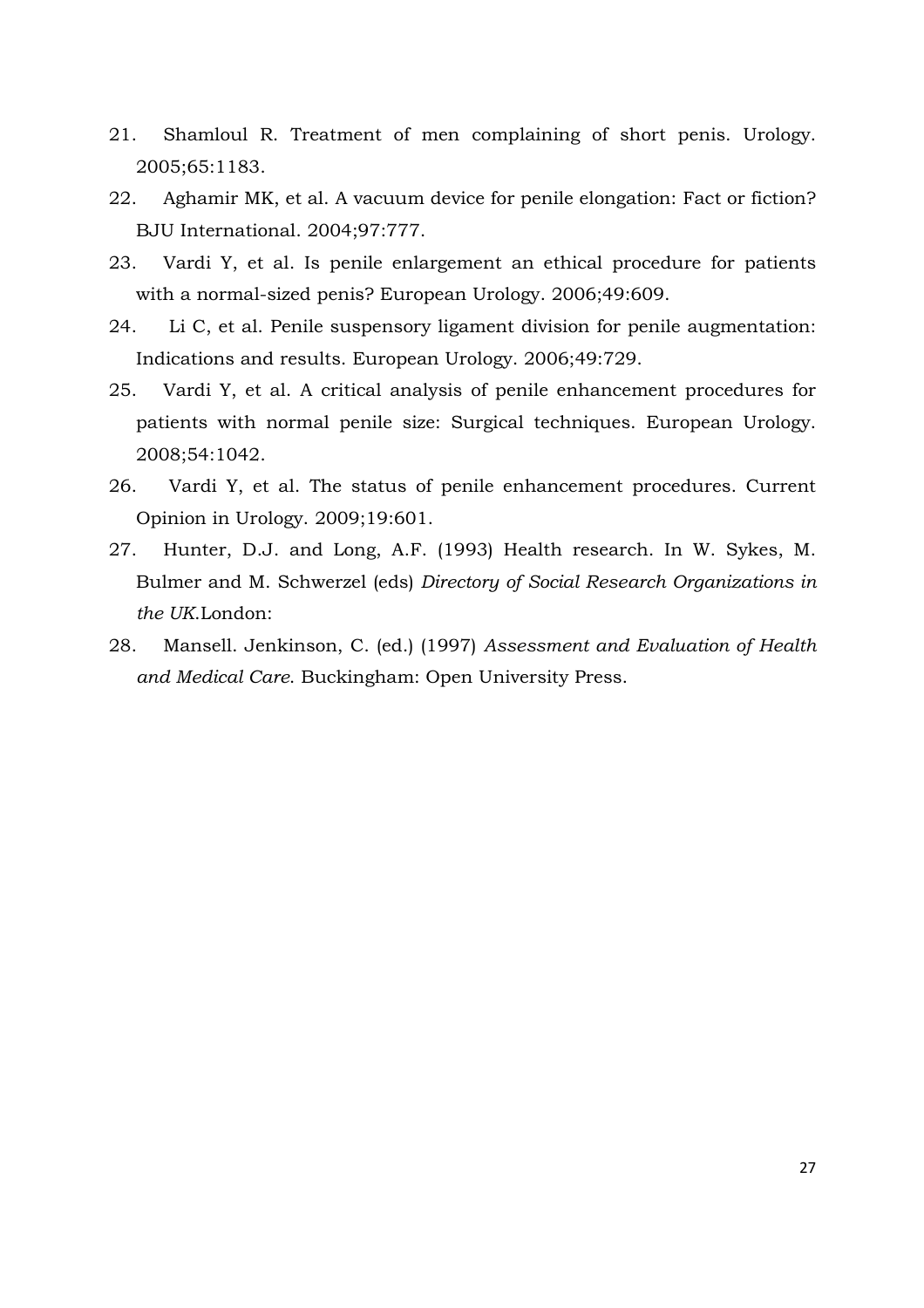21. Shamloul R. Treatment of men complaining of short penis. Urology. 2005;65:1183.
22. Aghamir MK, et al. A vacuum device for penile elongation: Fact or fiction? BJU International. 2004;97:777.
23. Vardi Y, et al. Is penile enlargement an ethical procedure for patients with a normal-sized penis? European Urology. 2006;49:609.
24. Li C, et al. Penile suspensory ligament division for penile augmentation: Indications and results. European Urology. 2006;49:729.
25. Vardi Y, et al. A critical analysis of penile enhancement procedures for patients with normal penile size: Surgical techniques. European Urology. 2008;54:1042.
26. Vardi Y, et al. The status of penile enhancement procedures. Current Opinion in Urology. 2009;19:601.
27. Hunter, D.J. and Long, A.F. (1993) Health research. In W. Sykes, M. Bulmer and M. Schwerzel (eds) *Directory of Social Research Organizations in the UK.*London:
28. Mansell. Jenkinson, C. (ed.) (1997) *Assessment and Evaluation of Health and Medical Care*. Buckingham: Open University Press.